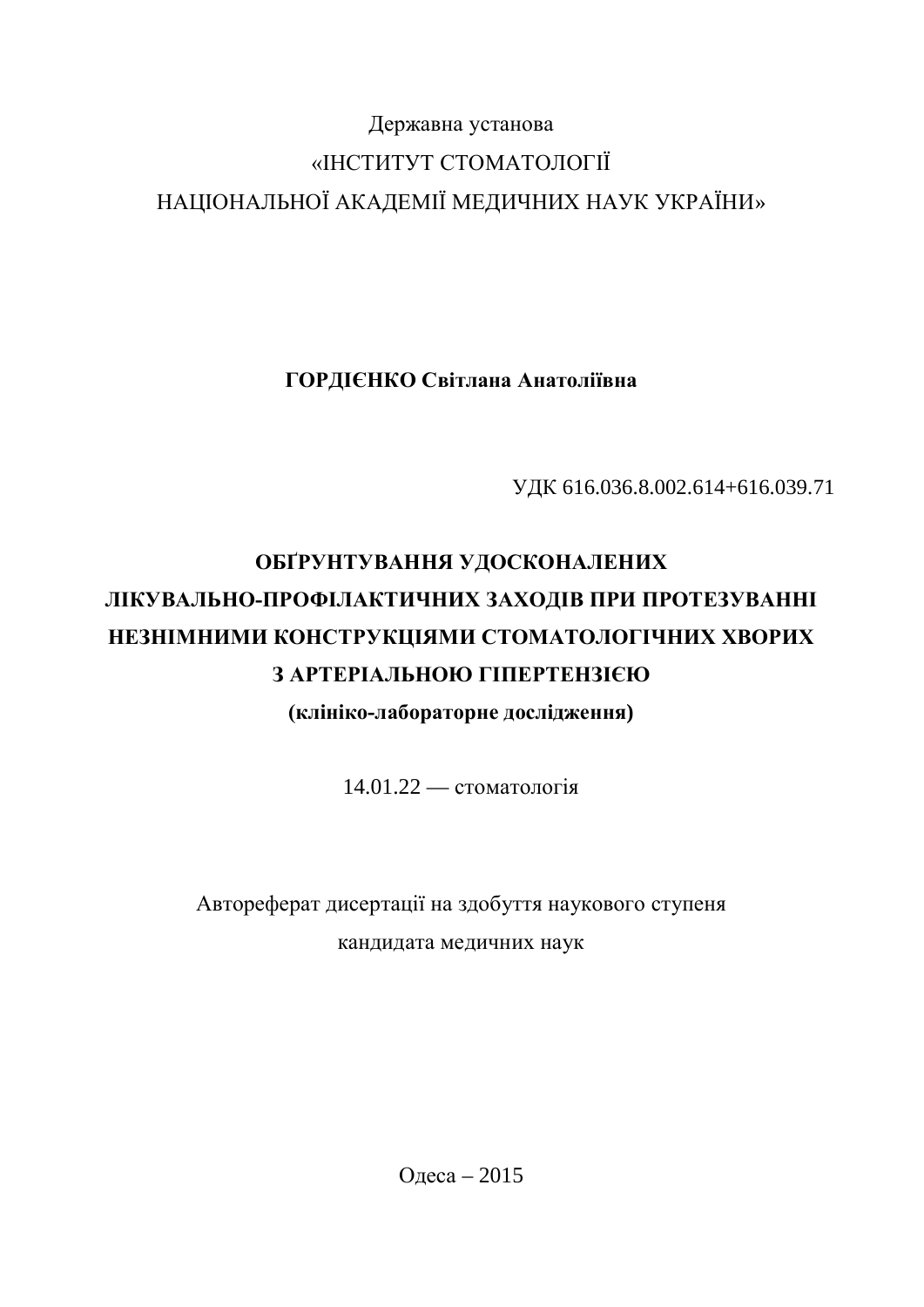Державна установа

«ІНСТИТУТ СТОМАТОЛОГІЇ

НАЦІОНАЛЬНОЇ АКАДЕМІЇ МЕДИЧНИХ НАУК УКРАЇНИ»

**ГОРДІЄНКО Світлана Анатоліївна**

УДК 616.036.8.002.614+616.039.71

# ОБҐРУНТУВАННЯ УДОСКОНАЛЕНИХ ЛІКУВАЛЬНО-ПРОФІЛАКТИЧНИХ ЗАХОДІВ ПРИ ПРОТЕЗУВАННІ НЕЗНІМНИМИ КОНСТРУКЦІЯМИ СТОМАТОЛОГІЧНИХ ХВОРИХ З АРТЕРІАЛЬНОЮ ГІПЕРТЕНЗІЄЮ

**(клініко-лабораторне дослідження)**

14.01.22 — стоматологія

Автореферат дисертації на здобуття наукового ступеня

кандидата медичних наук

Одеса – 2015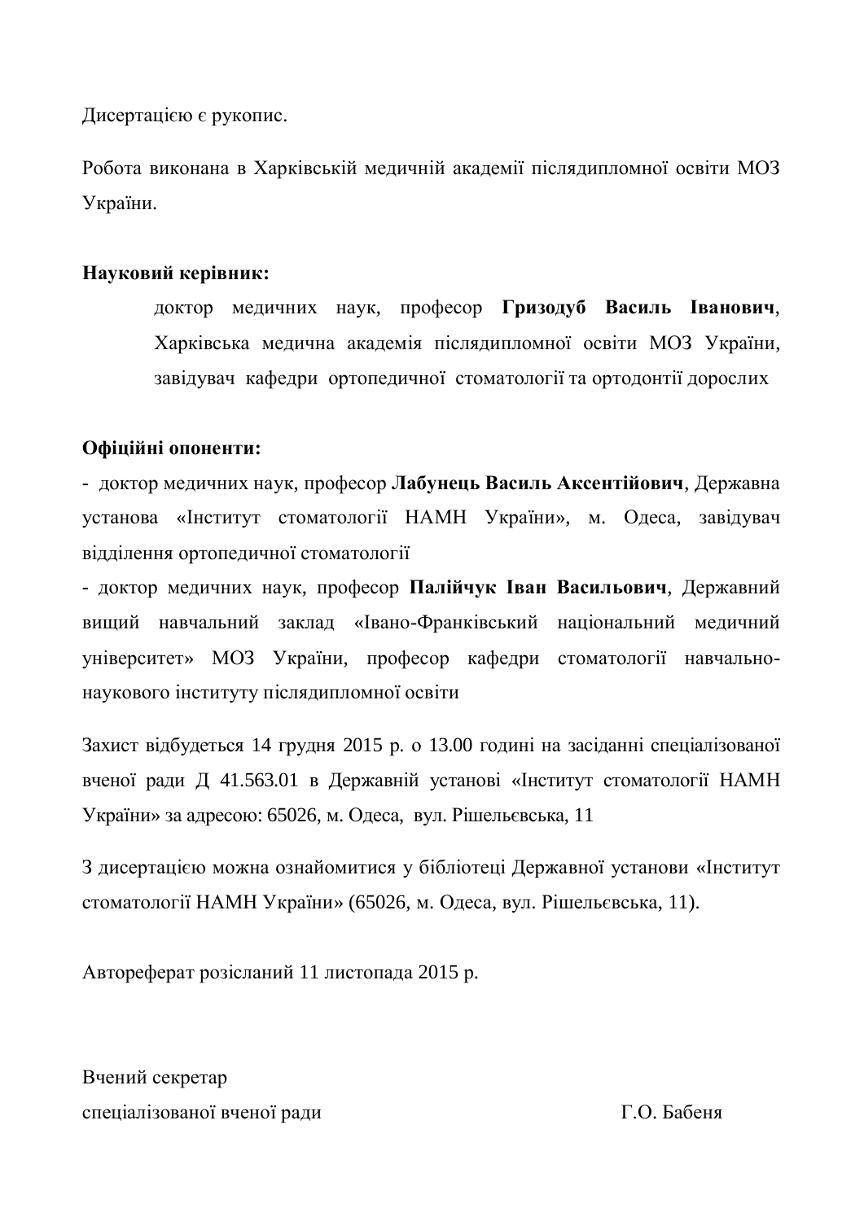Дисертацією є рукопис.

Робота виконана в Харківській медичній академії післядипломної освіти МОЗ України.

**Науковий керівник:**

доктор медичних наук, професор **Гризодуб Василь Іванович**, Харківська медична академія післядипломної освіти МОЗ України, завідувач кафедри ортопедичної стоматології та ортодонтії дорослих

**Офіційні опоненти:**

- доктор медичних наук, професор **Лабунець Василь Аксентійович**, Державна установа «Інститут стоматології НАМН України», м. Одеса, завідувач відділення ортопедичної стоматології
- доктор медичних наук, професор **Палійчук Іван Васильович**, Державний вищий навчальний заклад «Івано-Франківський національний медичний університет» МОЗ України, професор кафедри стоматології навчально-наукового інституту післядипломної освіти

Захист відбудеться 14 грудня 2015 р. о 13.00 годині на засіданні спеціалізованої вченої ради Д 41.563.01 в Державній установі «Інститут стоматології НАМН України» за адресою: 65026, м. Одеса, вул. Рішельєвська, 11

З дисертацією можна ознайомитися у бібліотеці Державної установи «Інститут стоматології НАМН України» (65026, м. Одеса, вул. Рішельєвська, 11).

Автореферат розісланий 11 листопада 2015 р.

Вчений секретар
спеціалізованої вченої ради Г.О. Бабеня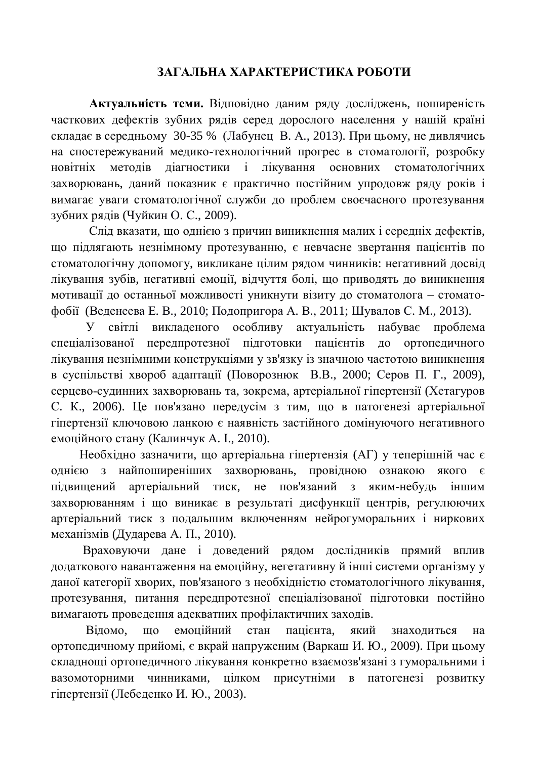## ЗАГАЛЬНА ХАРАКТЕРИСТИКА РОБОТИ

**Актуальність теми.** Відповідно даним ряду досліджень, поширеність часткових дефектів зубних рядів серед дорослого населення у нашій країні складає в середньому 30-35 % (Лабунец В. А., 2013). При цьому, не дивлячись на спостережуваний медико-технологічний прогрес в стоматології, розробку новітніх методів діагностики і лікування основних стоматологічних захворювань, даний показник є практично постійним упродовж ряду років і вимагає уваги стоматологічної служби до проблем своєчасного протезування зубних рядів (Чуйкин О. С., 2009).

Слід вказати, що однією з причин виникнення малих і середніх дефектів, що підлягають незнімному протезуванню, є невчасне звертання пацієнтів по стоматологічну допомогу, викликане цілим рядом чинників: негативний досвід лікування зубів, негативні емоції, відчуття болі, що приводять до виникнення мотивації до останньої можливості уникнути візиту до стоматолога – стоматофобії (Веденеева Е. В., 2010; Подопригора А. В., 2011; Шувалов С. М., 2013).

У світлі викладеного особливу актуальність набуває проблема спеціалізованої передпротезної підготовки пацієнтів до ортопедичного лікування незнімними конструкціями у зв'язку із значною частотою виникнення в суспільстві хвороб адаптації (Поворознюк В.В., 2000; Серов П. Г., 2009), серцево-судинних захворювань та, зокрема, артеріальної гіпертензії (Хетагуров С. К., 2006). Це пов'язано передусім з тим, що в патогенезі артеріальної гіпертензії ключовою ланкою є наявність застійного домінуючого негативного емоційного стану (Калинчук А. І., 2010).

Необхідно зазначити, що артеріальна гіпертензія (АГ) у теперішній час є однією з найпоширеніших захворювань, провідною ознакою якого є підвищений артеріальний тиск, не пов'язаний з яким-небудь іншим захворюванням і що виникає в результаті дисфункції центрів, регулюючих артеріальний тиск з подальшим включенням нейрогуморальних і ниркових механізмів (Дударева А. П., 2010).

Враховуючи дане і доведений рядом дослідників прямий вплив додаткового навантаження на емоційну, вегетативну й інші системи організму у даної категорії хворих, пов'язаного з необхідністю стоматологічного лікування, протезування, питання передпротезної спеціалізованої підготовки постійно вимагають проведення адекватних профілактичних заходів.

Відомо, що емоційний стан пацієнта, який знаходиться на ортопедичному прийомі, є вкрай напруженим (Варкаш И. Ю., 2009). При цьому складнощі ортопедичного лікування конкретно взаємозв'язані з гуморальними і вазомоторними чинниками, цілком присутніми в патогенезі розвитку гіпертензії (Лебеденко И. Ю., 2003).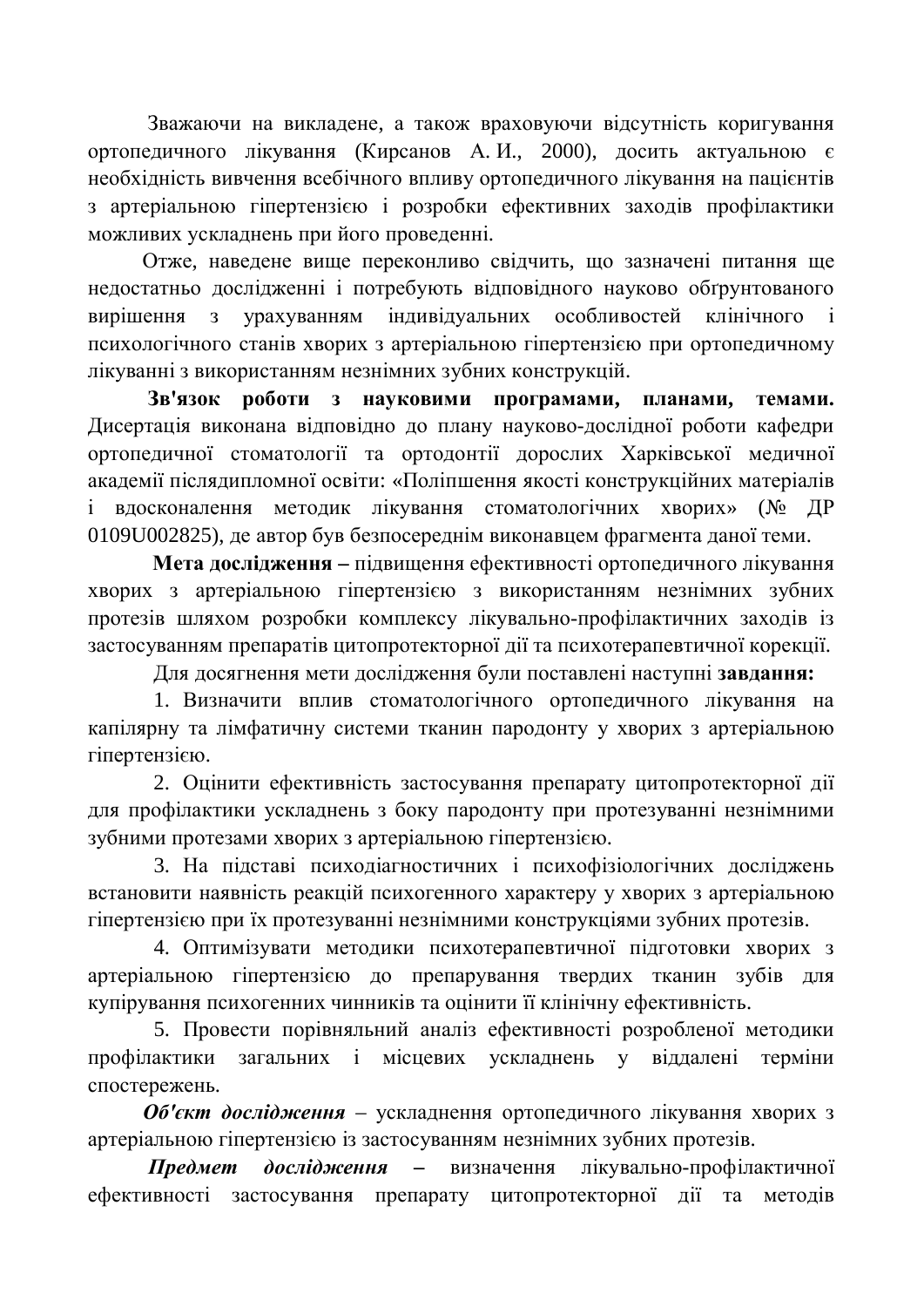Зважаючи на викладене, а також враховуючи відсутність коригування ортопедичного лікування (Кирсанов А. И., 2000), досить актуальною є необхідність вивчення всебічного впливу ортопедичного лікування на пацієнтів з артеріальною гіпертензією і розробки ефективних заходів профілактики можливих ускладнень при його проведенні.

Отже, наведене вище переконливо свідчить, що зазначені питання ще недостатньо дослідженні і потребують відповідного науково обґрунтованого вирішення з урахуванням індивідуальних особливостей клінічного і психологічного станів хворих з артеріальною гіпертензією при ортопедичному лікуванні з використанням незнімних зубних конструкцій.

**Зв'язок роботи з науковими програмами, планами, темами.** Дисертація виконана відповідно до плану науково-дослідної роботи кафедри ортопедичної стоматології та ортодонтії дорослих Харківської медичної академії післядипломної освіти: «Поліпшення якості конструкційних матеріалів і вдосконалення методик лікування стоматологічних хворих» (№ ДР 0109U002825), де автор був безпосереднім виконавцем фрагмента даної теми.

**Мета дослідження –** підвищення ефективності ортопедичного лікування хворих з артеріальною гіпертензією з використанням незнімних зубних протезів шляхом розробки комплексу лікувально-профілактичних заходів із застосуванням препаратів цитопротекторної дії та психотерапевтичної корекції.

Для досягнення мети дослідження були поставлені наступні **завдання:**

1. Визначити вплив стоматологічного ортопедичного лікування на капілярну та лімфатичну системи тканин пародонту у хворих з артеріальною гіпертензією.

2. Оцінити ефективність застосування препарату цитопротекторної дії для профілактики ускладнень з боку пародонту при протезуванні незнімними зубними протезами хворих з артеріальною гіпертензією.

3. На підставі психодіагностичних і психофізіологічних досліджень встановити наявність реакцій психогенного характеру у хворих з артеріальною гіпертензією при їх протезуванні незнімними конструкціями зубних протезів.

4. Оптимізувати методики психотерапевтичної підготовки хворих з артеріальною гіпертензією до препарування твердих тканин зубів для купірування психогенних чинників та оцінити її клінічну ефективність.

5. Провести порівняльний аналіз ефективності розробленої методики профілактики загальних і місцевих ускладнень у віддалені терміни спостережень.

***Об'єкт дослідження*** – ускладнення ортопедичного лікування хворих з артеріальною гіпертензією із застосуванням незнімних зубних протезів.

***Предмет дослідження*** **–** визначення лікувально-профілактичної ефективності застосування препарату цитопротекторної дії та методів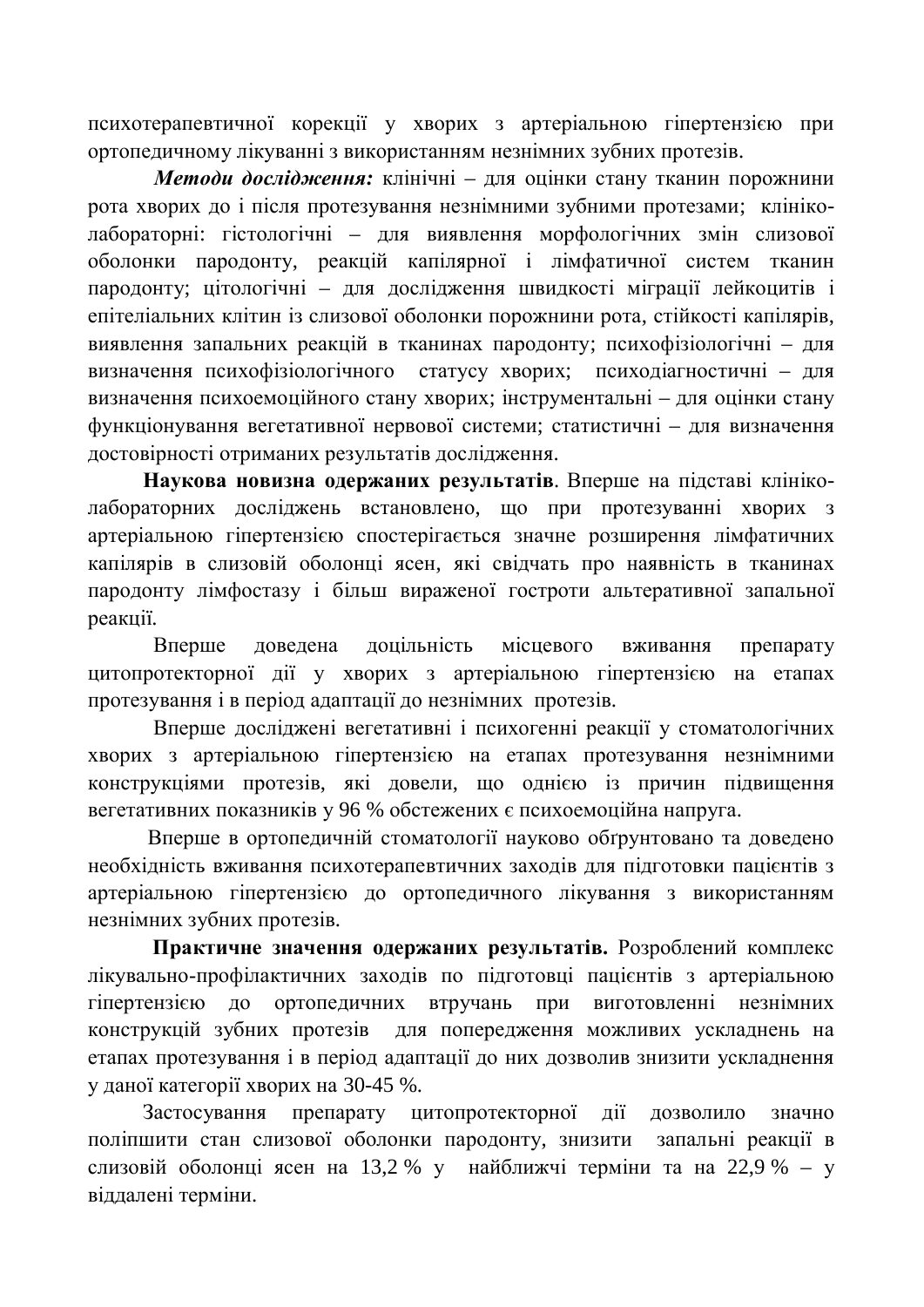психотерапевтичної корекції у хворих з артеріальною гіпертензією при ортопедичному лікуванні з використанням незнімних зубних протезів.

***Методи дослідження:*** клінічні – для оцінки стану тканин порожнини рота хворих до і після протезування незнімними зубними протезами; клініко-лабораторні: гістологічні – для виявлення морфологічних змін слизової оболонки пародонту, реакцій капілярної і лімфатичної систем тканин пародонту; цітологічні – для дослідження швидкості міграції лейкоцитів і епітеліальних клітин із слизової оболонки порожнини рота, стійкості капілярів, виявлення запальних реакцій в тканинах пародонту; психофізіологічні – для визначення психофізіологічного статусу хворих; психодіагностичні – для визначення психоемоційного стану хворих; інструментальні – для оцінки стану функціонування вегетативної нервової системи; статистичні – для визначення достовірності отриманих результатів дослідження.

**Наукова новизна одержаних результатів**. Вперше на підставі клініко-лабораторних досліджень встановлено, що при протезуванні хворих з артеріальною гіпертензією спостерігається значне розширення лімфатичних капілярів в слизовій оболонці ясен, які свідчать про наявність в тканинах пародонту лімфостазу і більш вираженої гостроти альтеративної запальної реакції.

Вперше доведена доцільність місцевого вживання препарату цитопротекторної дії у хворих з артеріальною гіпертензією на етапах протезування і в період адаптації до незнімних протезів.

Вперше досліджені вегетативні і психогенні реакції у стоматологічних хворих з артеріальною гіпертензією на етапах протезування незнімними конструкціями протезів, які довели, що однією із причин підвищення вегетативних показників у 96 % обстежених є психоемоційна напруга.

Вперше в ортопедичній стоматології науково обґрунтовано та доведено необхідність вживання психотерапевтичних заходів для підготовки пацієнтів з артеріальною гіпертензією до ортопедичного лікування з використанням незнімних зубних протезів.

**Практичне значення одержаних результатів.** Розроблений комплекс лікувально-профілактичних заходів по підготовці пацієнтів з артеріальною гіпертензією до ортопедичних втручань при виготовленні незнімних конструкцій зубних протезів для попередження можливих ускладнень на етапах протезування і в період адаптації до них дозволив знизити ускладнення у даної категорії хворих на 30-45 %.

Застосування препарату цитопротекторної дії дозволило значно поліпшити стан слизової оболонки пародонту, знизити запальні реакції в слизовій оболонці ясен на 13,2 % у найближчі терміни та на 22,9 % – у віддалені терміни.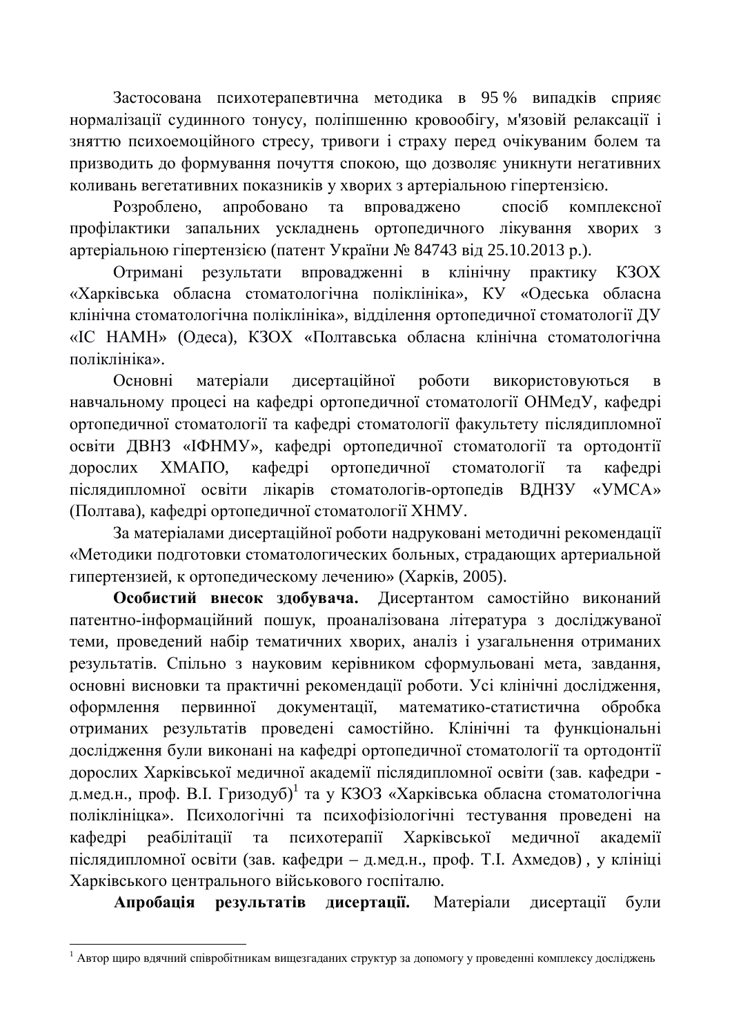Застосована психотерапевтична методика в 95 % випадків сприяє нормалізації судинного тонусу, поліпшенню кровообігу, м'язовій релаксації і зняттю психоемоційного стресу, тривоги і страху перед очікуваним болем та призводить до формування почуття спокою, що дозволяє уникнути негативних коливань вегетативних показників у хворих з артеріальною гіпертензією.

Розроблено, апробовано та впроваджено спосіб комплексної профілактики запальних ускладнень ортопедичного лікування хворих з артеріальною гіпертензією (патент України № 84743 від 25.10.2013 р.).

Отримані результати впровадженні в клінічну практику КЗОХ «Харківська обласна стоматологічна поліклініка», КУ «Одеська обласна клінічна стоматологічна поліклініка», відділення ортопедичної стоматології ДУ «ІС НАМН» (Одеса), КЗОХ «Полтавська обласна клінічна стоматологічна поліклініка».

Основні матеріали дисертаційної роботи використовуються в навчальному процесі на кафедрі ортопедичної стоматології ОНМедУ, кафедрі ортопедичної стоматології та кафедрі стоматології факультету післядипломної освіти ДВНЗ «ІФНМУ», кафедрі ортопедичної стоматології та ортодонтії дорослих ХМАПО, кафедрі ортопедичної стоматології та кафедрі післядипломної освіти лікарів стоматологів-ортопедів ВДНЗУ «УМСА» (Полтава), кафедрі ортопедичної стоматології ХНМУ.

За матеріалами дисертаційної роботи надруковані методичні рекомендації «Методики подготовки стоматологических больных, страдающих артериальной гипертензией, к ортопедическому лечению» (Харків, 2005).

**Особистий внесок здобувача.** Дисертантом самостійно виконаний патентно-інформаційний пошук, проаналізована література з досліджуваної теми, проведений набір тематичних хворих, аналіз і узагальнення отриманих результатів. Спільно з науковим керівником сформульовані мета, завдання, основні висновки та практичні рекомендації роботи. Усі клінічні дослідження, оформлення первинної документації, математико-статистична обробка отриманих результатів проведені самостійно. Клінічні та функціональні дослідження були виконані на кафедрі ортопедичної стоматології та ортодонтії дорослих Харківської медичної академії післядипломної освіти (зав. кафедри - д.мед.н., проф. В.І. Гризодуб)[1] та у КЗОЗ «Харківська обласна стоматологічна поліклініцка». Психологічні та психофізіологічні тестування проведені на кафедрі реабілітації та психотерапії Харківської медичної академії післядипломної освіти (зав. кафедри – д.мед.н., проф. Т.І. Ахмедов) , у клініці Харківського центрального військового госпіталю.

**Апробація результатів дисертації.** Матеріали дисертації були

[1] Автор щиро вдячний співробітникам вищезгаданих структур за допомогу у проведенні комплексу досліджень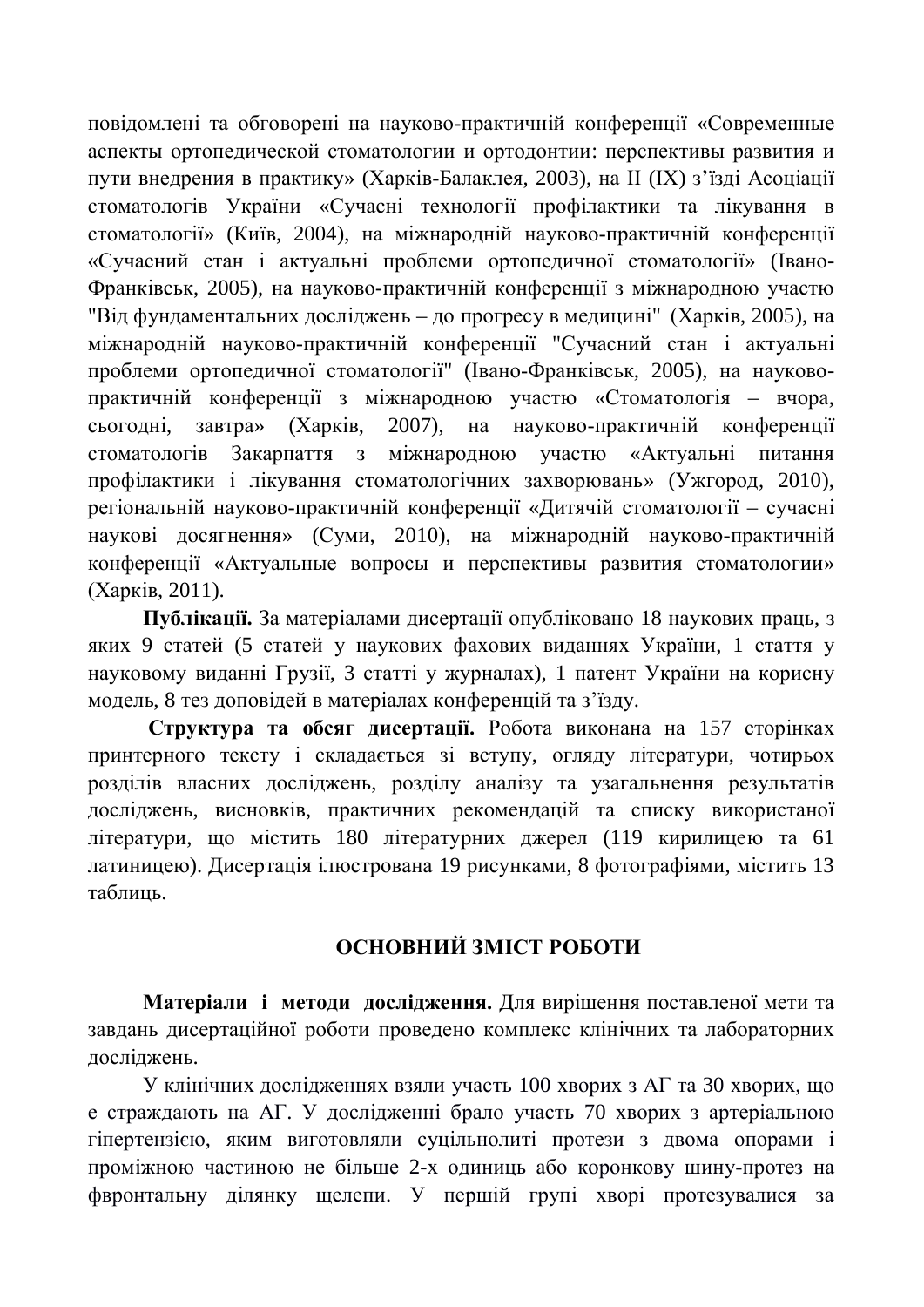повідомлені та обговорені на науково-практичній конференції «Современные аспекты ортопедической стоматологии и ортодонтии: перспективы развития и пути внедрения в практику» (Харків-Балаклея, 2003), на ІІ (ІХ) з'їзді Асоціації стоматологів України «Сучасні технології профілактики та лікування в стоматології» (Київ, 2004), на міжнародній науково-практичній конференції «Сучасний стан і актуальні проблеми ортопедичної стоматології» (Івано-Франківськ, 2005), на науково-практичній конференції з міжнародною участю "Від фундаментальних досліджень – до прогресу в медицині" (Харків, 2005), на міжнародній науково-практичній конференції "Сучасний стан і актуальні проблеми ортопедичної стоматології" (Івано-Франківськ, 2005), на науково-практичній конференції з міжнародною участю «Стоматологія – вчора, сьогодні, завтра» (Харків, 2007), на науково-практичній конференції стоматологів Закарпаття з міжнародною участю «Актуальні питання профілактики і лікування стоматологічних захворювань» (Ужгород, 2010), регіональній науково-практичній конференції «Дитячій стоматології – сучасні наукові досягнення» (Суми, 2010), на міжнародній науково-практичній конференції «Актуальные вопросы и перспективы развития стоматологии» (Харків, 2011).

**Публікації.** За матеріалами дисертації опубліковано 18 наукових праць, з яких 9 статей (5 статей у наукових фахових виданнях України, 1 стаття у науковому виданні Грузії, 3 статті у журналах), 1 патент України на корисну модель, 8 тез доповідей в матеріалах конференцій та з'їзду.

**Структура та обсяг дисертації.** Робота виконана на 157 сторінках принтерного тексту і складається зі вступу, огляду літератури, чотирьох розділів власних досліджень, розділу аналізу та узагальнення результатів досліджень, висновків, практичних рекомендацій та списку використаної літератури, що містить 180 літературних джерел (119 кирилицею та 61 латиницею). Дисертація ілюстрована 19 рисунками, 8 фотографіями, містить 13 таблиць.

## ОСНОВНИЙ ЗМІСТ РОБОТИ

**Матеріали і методи дослідження.** Для вирішення поставленої мети та завдань дисертаційної роботи проведено комплекс клінічних та лабораторних досліджень.

У клінічних дослідженнях взяли участь 100 хворих з АГ та 30 хворих, що є страждають на АГ. У дослідженні брало участь 70 хворих з артеріальною гіпертензією, яким виготовляли суцільнолиті протези з двома опорами і проміжною частиною не більше 2-х одиниць або коронкову шину-протез на фвронтальну ділянку щелепи. У першій групі хворі протезувалися за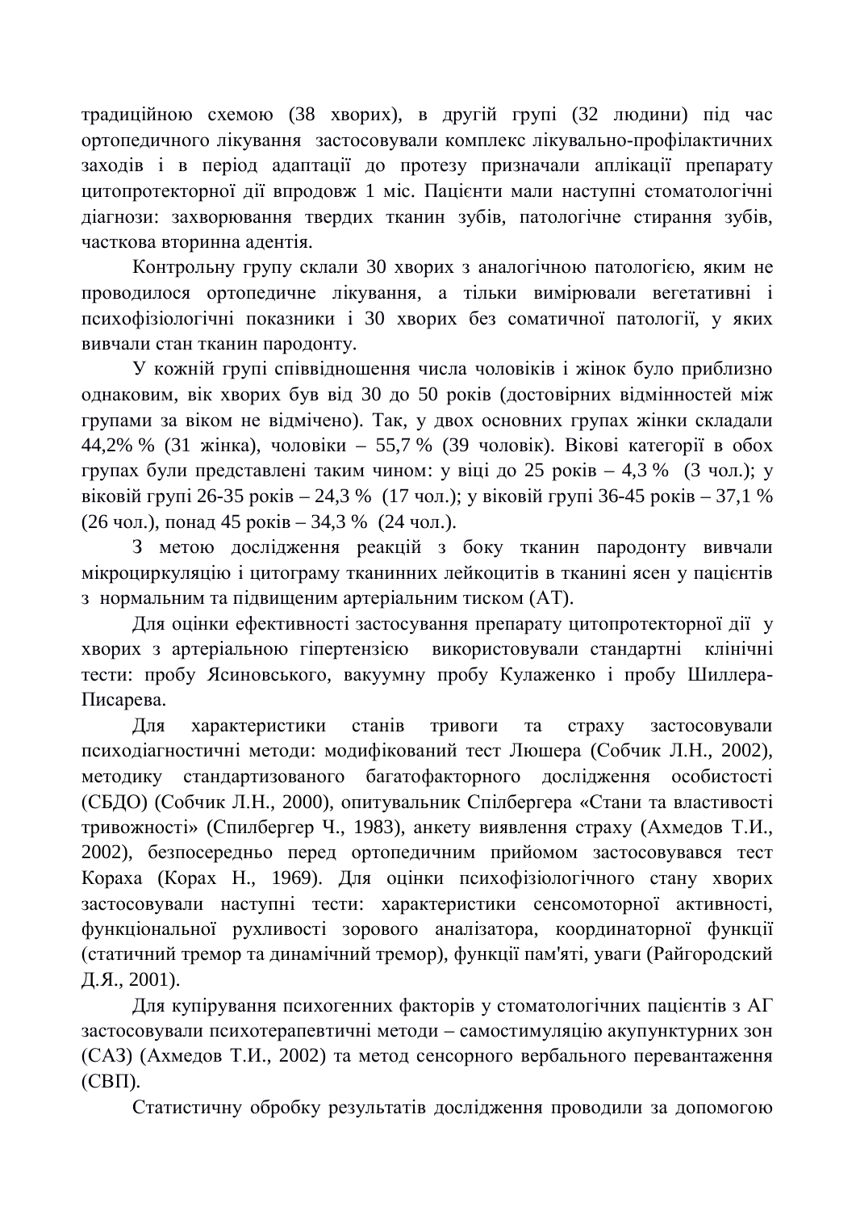традиційною схемою (38 хворих), в другій групі (32 людини) під час ортопедичного лікування застосовували комплекс лікувально-профілактичних заходів і в період адаптації до протезу призначали аплікації препарату цитопротекторної дії впродовж 1 міс. Пацієнти мали наступні стоматологічні діагнози: захворювання твердих тканин зубів, патологічне стирання зубів, часткова вторинна адентія.

Контрольну групу склали 30 хворих з аналогічною патологією, яким не проводилося ортопедичне лікування, а тільки вимірювали вегетативні і психофізіологічні показники і 30 хворих без соматичної патології, у яких вивчали стан тканин пародонту.

У кожній групі співвідношення числа чоловіків і жінок було приблизно однаковим, вік хворих був від 30 до 50 років (достовірних відмінностей між групами за віком не відмічено). Так, у двох основних групах жінки складали 44,2% % (31 жінка), чоловіки – 55,7 % (39 чоловік). Вікові категорії в обох групах були представлені таким чином: у віці до 25 років – 4,3 % (3 чол.); у віковій групі 26-35 років – 24,3 % (17 чол.); у віковій групі 36-45 років – 37,1 % (26 чол.), понад 45 років – 34,3 % (24 чол.).

З метою дослідження реакцій з боку тканин пародонту вивчали мікроциркуляцію і цитограму тканинних лейкоцитів в тканині ясен у пацієнтів з нормальним та підвищеним артеріальним тиском (АТ).

Для оцінки ефективності застосування препарату цитопротекторної дії у хворих з артеріальною гіпертензією використовували стандартні клінічні тести: пробу Ясиновського, вакуумну пробу Кулаженко і пробу Шиллера-Писарева.

Для характеристики станів тривоги та страху застосовували психодіагностичні методи: модифікований тест Люшера (Собчик Л.Н., 2002), методику стандартизованого багатофакторного дослідження особистості (СБДО) (Собчик Л.Н., 2000), опитувальник Спілбергера «Стани та властивості тривожності» (Спилбергер Ч., 1983), анкету виявлення страху (Ахмедов Т.И., 2002), безпосередньо перед ортопедичним прийомом застосовувався тест Кораха (Корах Н., 1969). Для оцінки психофізіологічного стану хворих застосовували наступні тести: характеристики сенсомоторної активності, функціональної рухливості зорового аналізатора, координаторної функції (статичний тремор та динамічний тремор), функції пам'яті, уваги (Райгородский Д.Я., 2001).

Для купірування психогенних факторів у стоматологічних пацієнтів з АГ застосовували психотерапевтичні методи – самостимуляцію акупунктурних зон (САЗ) (Ахмедов Т.И., 2002) та метод сенсорного вербального перевантаження (СВП).

Статистичну обробку результатів дослідження проводили за допомогою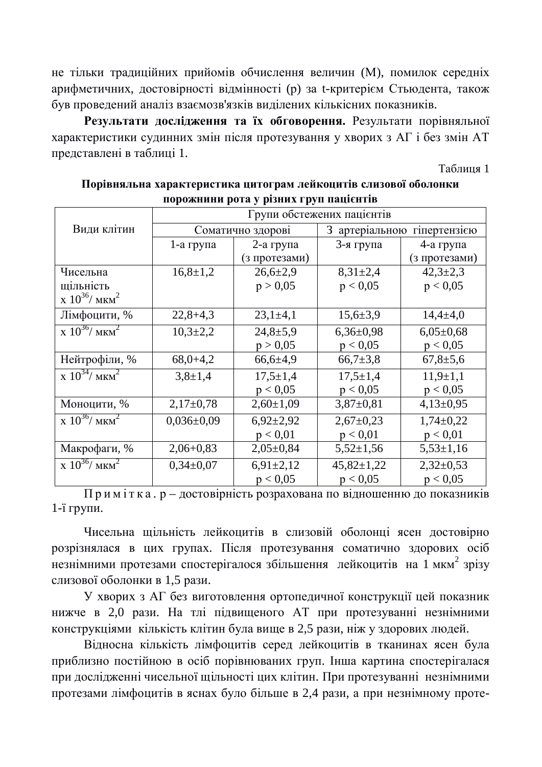не тільки традиційних прийомів обчислення величин (M), помилок середніх арифметичних, достовірності відмінності (p) за t-критерієм Стьюдента, також був проведений аналіз взаємозв'язків виділених кількісних показників.

**Результати дослідження та їх обговорення.** Результати порівняльної характеристики судинних змін після протезування у хворих з АГ і без змін АТ представлені в таблиці 1.

Таблиця 1

**Порівняльна характеристика цитограм лейкоцитів слизової оболонки порожнини рота у різних груп пацієнтів**

| Види клітин | Групи обстежених пацієнтів | | | |
|---|---|---|---|---|
| | Соматично здорові | | З артеріальною гіпертензією | |
| | 1-а група | 2-а група (з протезами) | 3-я група | 4-а група (з протезами) |
| Чисельна щільність x $10^{36}$/ мкм$^2$ | 16,8±1,2 | 26,6±2,9 $p > 0,05$ | 8,31±2,4 $p < 0,05$ | 42,3±2,3 $p < 0,05$ |
| Лімфоцити, % | 22,8+4,3 | 23,1±4,1 | 15,6±3,9 | 14,4±4,0 |
| x $10^{36}$/ мкм$^2$ | 10,3±2,2 | 24,8±5,9 $p > 0,05$ | 6,36±0,98 $p < 0,05$ | 6,05±0,68 $p < 0,05$ |
| Нейтрофіли, % | 68,0+4,2 | 66,6±4,9 | 66,7±3,8 | 67,8±5,6 |
| x $10^{34}$/ мкм$^2$ | 3,8±1,4 | 17,5±1,4 $p < 0,05$ | 17,5±1,4 $p < 0,05$ | 11,9±1,1 $p < 0,05$ |
| Моноцити, % | 2,17±0,78 | 2,60±1,09 | 3,87±0,81 | 4,13±0,95 |
| x $10^{36}$/ мкм$^2$ | 0,036±0,09 | 6,92±2,92 $p < 0,01$ | 2,67±0,23 $p < 0,01$ | 1,74±0,22 $p < 0,01$ |
| Макрофаги, % | 2,06+0,83 | 2,05±0,84 | 5,52±1,56 | 5,53±1,16 |
| x $10^{36}$/ мкм$^2$ | 0,34±0,07 | 6,91±2,12 $p < 0,05$ | 45,82±1,22 $p < 0,05$ | 2,32±0,53 $p < 0,05$ |

П р и м і т к а . p – достовірність розрахована по відношенню до показників 1-ї групи.

Чисельна щільність лейкоцитів в слизовій оболонці ясен достовірно розрізнялася в цих групах. Після протезування соматично здорових осіб незнімними протезами спостерігалося збільшення лейкоцитів на 1 мкм$^2$ зрізу слизової оболонки в 1,5 рази.

У хворих з АГ без виготовлення ортопедичної конструкції цей показник нижче в 2,0 рази. На тлі підвищеного АТ при протезуванні незнімними конструкціями кількість клітин була вище в 2,5 рази, ніж у здорових людей.

Відносна кількість лімфоцитів серед лейкоцитів в тканинах ясен була приблизно постійною в осіб порівнюваних груп. Інша картина спостерігалася при дослідженні чисельної щільності цих клітин. При протезуванні незнімними протезами лімфоцитів в яснах було більше в 2,4 рази, а при незнімному проте-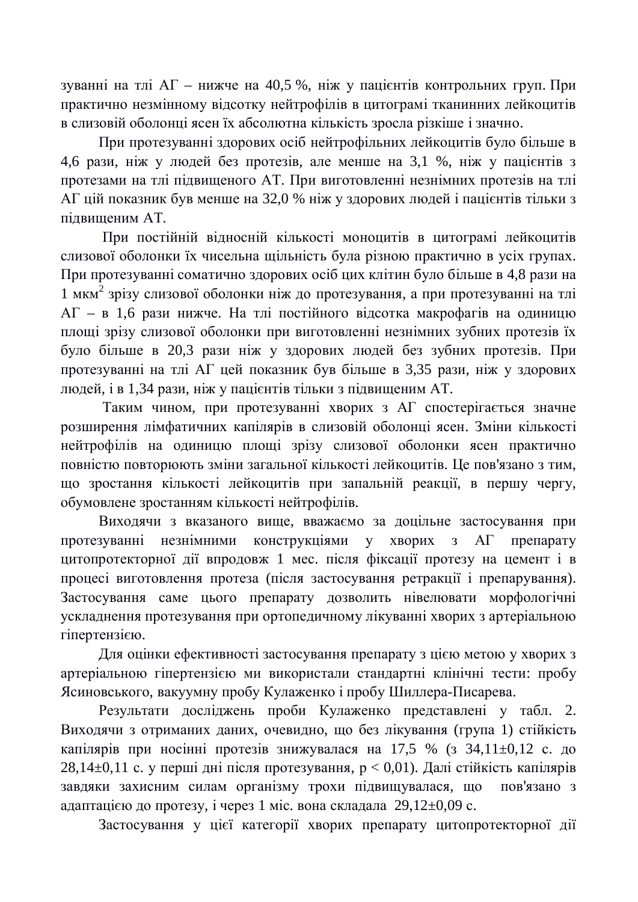зуванні на тлі АГ – нижче на 40,5 %, ніж у пацієнтів контрольних груп. При практично незмінному відсотку нейтрофілів в цитограмі тканинних лейкоцитів в слизовій оболонці ясен їх абсолютна кількість зросла різкіше і значно.

При протезуванні здорових осіб нейтрофільних лейкоцитів було більше в 4,6 рази, ніж у людей без протезів, але менше на 3,1 %, ніж у пацієнтів з протезами на тлі підвищеного АТ. При виготовленні незнімних протезів на тлі АГ цій показник був менше на 32,0 % ніж у здорових людей і пацієнтів тільки з підвищеним АТ.

При постійній відносній кількості моноцитів в цитограмі лейкоцитів слизової оболонки їх чисельна щільність була різною практично в усіх групах. При протезуванні соматично здорових осіб цих клітин було більше в 4,8 рази на 1 мкм$^2$ зрізу слизової оболонки ніж до протезування, а при протезуванні на тлі АГ – в 1,6 рази нижче. На тлі постійного відсотка макрофагів на одиницю площі зрізу слизової оболонки при виготовленні незнімних зубних протезів їх було більше в 20,3 рази ніж у здорових людей без зубних протезів. При протезуванні на тлі АГ цей показник був більше в 3,35 рази, ніж у здорових людей, і в 1,34 рази, ніж у пацієнтів тільки з підвищеним АТ.

Таким чином, при протезуванні хворих з АГ спостерігається значне розширення лімфатичних капілярів в слизовій оболонці ясен. Зміни кількості нейтрофілів на одиницю площі зрізу слизової оболонки ясен практично повністю повторюють зміни загальної кількості лейкоцитів. Це пов'язано з тим, що зростання кількості лейкоцитів при запальній реакції, в першу чергу, обумовлене зростанням кількості нейтрофілів.

Виходячи з вказаного вище, вважаємо за доцільне застосування при протезуванні незнімними конструкціями у хворих з АГ препарату цитопротекторної дії впродовж 1 мес. після фіксації протезу на цемент і в процесі виготовлення протеза (після застосування ретракції і препарування). Застосування саме цього препарату дозволить нівелювати морфологічні ускладнення протезування при ортопедичному лікуванні хворих з артеріальною гіпертензією.

Для оцінки ефективності застосування препарату з цією метою у хворих з артеріальною гіпертензією ми використали стандартні клінічні тести: пробу Ясиновського, вакуумну пробу Кулаженко і пробу Шиллера-Писарева.

Результати досліджень проби Кулаженко представлені у табл. 2. Виходячи з отриманих даних, очевидно, що без лікування (група 1) стійкість капілярів при носінні протезів знижувалася на 17,5 % (з 34,11±0,12 с. до 28,14±0,11 с. у перші дні після протезування, $p < 0,01$). Далі стійкість капілярів завдяки захисним силам організму трохи підвищувалася, що пов'язано з адаптацією до протезу, і через 1 міс. вона складала 29,12±0,09 с.

Застосування у цієї категорії хворих препарату цитопротекторної дії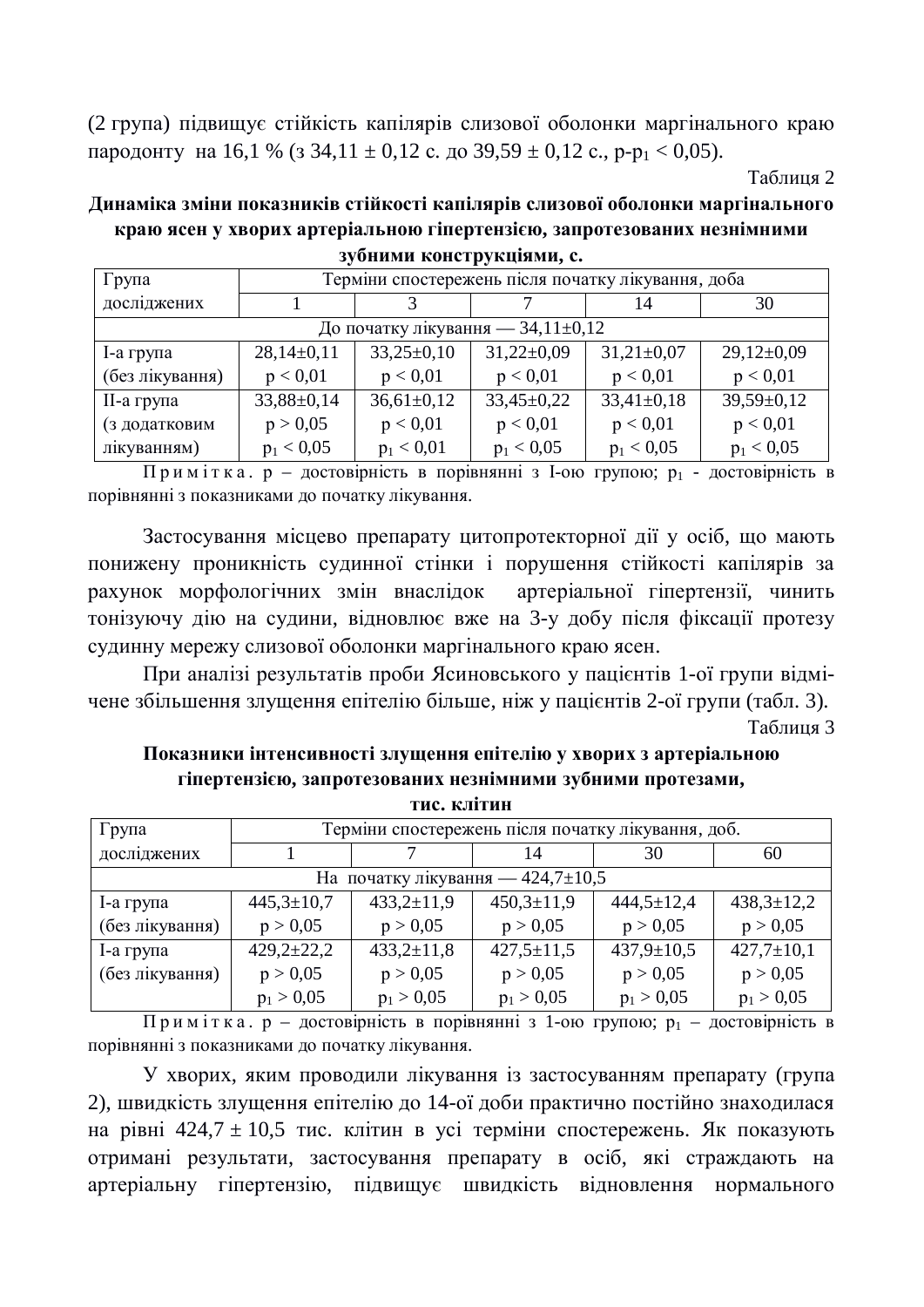(2 група) підвищує стійкість капілярів слизової оболонки маргінального краю пародонту на 16,1 % (з 34,11 ± 0,12 с. до 39,59 ± 0,12 с., $p$-$p_1 < 0,05$).

Таблиця 2

**Динаміка зміни показників стійкості капілярів слизової оболонки маргінального краю ясен у хворих артеріальною гіпертензією, запротезованих незнімними зубними конструкціями, с.**

| Група досліджених | Терміни спостережень після початку лікування, доба | | | | |
|---|---|---|---|---|---|
| | 1 | 3 | 7 | 14 | 30 |
| До початку лікування — 34,11±0,12 | | | | | |
| І-а група (без лікування) | 28,14±0,11<br>$p < 0,01$ | 33,25±0,10<br>$p < 0,01$ | 31,22±0,09<br>$p < 0,01$ | 31,21±0,07<br>$p < 0,01$ | 29,12±0,09<br>$p < 0,01$ |
| ІІ-а група (з додатковим лікуванням) | 33,88±0,14<br>$p > 0,05$<br>$p_1 < 0,05$ | 36,61±0,12<br>$p < 0,01$<br>$p_1 < 0,01$ | 33,45±0,22<br>$p < 0,01$<br>$p_1 < 0,05$ | 33,41±0,18<br>$p < 0,01$<br>$p_1 < 0,05$ | 39,59±0,12<br>$p < 0,01$<br>$p_1 < 0,05$ |

П р и м і т к а. $p$ – достовірність в порівнянні з І-ою групою; $p_1$ - достовірність в порівнянні з показниками до початку лікування.

Застосування місцево препарату цитопротекторної дії у осіб, що мають понижену проникність судинної стінки і порушення стійкості капілярів за рахунок морфологічних змін внаслідок артеріальної гіпертензії, чинить тонізуючу дію на судини, відновлює вже на 3-у добу після фіксації протезу судинну мережу слизової оболонки маргінального краю ясен.

При аналізі результатів проби Ясиновського у пацієнтів 1-ої групи відмічене збільшення злущення епітелію більше, ніж у пацієнтів 2-ої групи (табл. 3).

Таблиця 3

**Показники інтенсивності злущення епітелію у хворих з артеріальною гіпертензією, запротезованих незнімними зубними протезами, тис. клітин**

| Група досліджених | Терміни спостережень після початку лікування, доб. | | | | |
|---|---|---|---|---|---|
| | 1 | 7 | 14 | 30 | 60 |
| На початку лікування — 424,7±10,5 | | | | | |
| І-а група (без лікування) | 445,3±10,7<br>$p > 0,05$ | 433,2±11,9<br>$p > 0,05$ | 450,3±11,9<br>$p > 0,05$ | 444,5±12,4<br>$p > 0,05$ | 438,3±12,2<br>$p > 0,05$ |
| І-а група (без лікування) | 429,2±22,2<br>$p > 0,05$<br>$p_1 > 0,05$ | 433,2±11,8<br>$p > 0,05$<br>$p_1 > 0,05$ | 427,5±11,5<br>$p > 0,05$<br>$p_1 > 0,05$ | 437,9±10,5<br>$p > 0,05$<br>$p_1 > 0,05$ | 427,7±10,1<br>$p > 0,05$<br>$p_1 > 0,05$ |

П р и м і т к а. $p$ – достовірність в порівнянні з 1-ою групою; $p_1$ – достовірність в порівнянні з показниками до початку лікування.

У хворих, яким проводили лікування із застосуванням препарату (група 2), швидкість злущення епітелію до 14-ої доби практично постійно знаходилася на рівні 424,7 ± 10,5 тис. клітин в усі терміни спостережень. Як показують отримані результати, застосування препарату в осіб, які страждають на артеріальну гіпертензію, підвищує швидкість відновлення нормального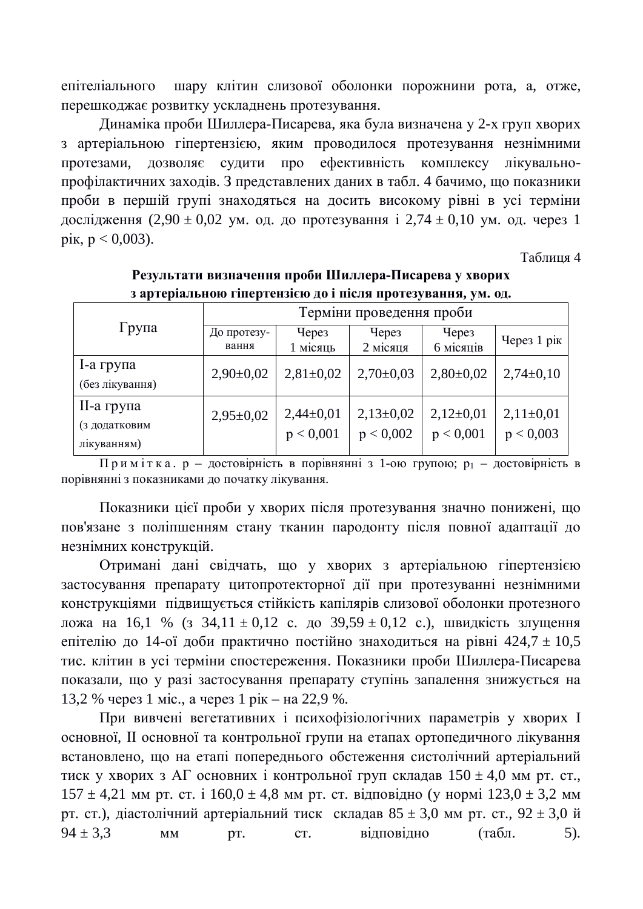епітеліального шару клітин слизової оболонки порожнини рота, а, отже, перешкоджає розвитку ускладнень протезування.

Динаміка проби Шиллера-Писарева, яка була визначена у 2-х груп хворих з артеріальною гіпертензією, яким проводилося протезування незнімними протезами, дозволяє судити про ефективність комплексу лікувально-профілактичних заходів. З представлених даних в табл. 4 бачимо, що показники проби в першій групі знаходяться на досить високому рівні в усі терміни дослідження (2,90 ± 0,02 ум. од. до протезування і 2,74 ± 0,10 ум. од. через 1 рік, $p < 0{,}003$).

Таблиця 4

**Результати визначення проби Шиллера-Писарева у хворих з артеріальною гіпертензією до і після протезування, ум. од.**

| Група | Терміни проведення проби | | | | |
|---|---|---|---|---|---|
| | До протезування | Через 1 місяць | Через 2 місяця | Через 6 місяців | Через 1 рік |
| І-а група (без лікування) | 2,90±0,02 | 2,81±0,02 | 2,70±0,03 | 2,80±0,02 | 2,74±0,10 |
| ІІ-а група (з додатковим лікуванням) | 2,95±0,02 | 2,44±0,01 $p < 0{,}001$ | 2,13±0,02 $p < 0{,}002$ | 2,12±0,01 $p < 0{,}001$ | 2,11±0,01 $p < 0{,}003$ |

Примітка. р – достовірність в порівнянні з 1-ою групою; $p_1$ – достовірність в порівнянні з показниками до початку лікування.

Показники цієї проби у хворих після протезування значно понижені, що пов'язане з поліпшенням стану тканин пародонту після повної адаптації до незнімних конструкцій.

Отримані дані свідчать, що у хворих з артеріальною гіпертензією застосування препарату цитопротекторної дії при протезуванні незнімними конструкціями підвищується стійкість капілярів слизової оболонки протезного ложа на 16,1 % (з 34,11 ± 0,12 с. до 39,59 ± 0,12 с.), швидкість злущення епітелію до 14-ої доби практично постійно знаходиться на рівні 424,7 ± 10,5 тис. клітин в усі терміни спостереження. Показники проби Шиллера-Писарева показали, що у разі застосування препарату ступінь запалення знижується на 13,2 % через 1 міс., а через 1 рік – на 22,9 %.

При вивчені вегетативних і психофізіологічних параметрів у хворих І основної, ІІ основної та контрольної групи на етапах ортопедичного лікування встановлено, що на етапі попереднього обстеження систолічний артеріальний тиск у хворих з АГ основних і контрольної груп складав 150 ± 4,0 мм рт. ст., 157 ± 4,21 мм рт. ст. і 160,0 ± 4,8 мм рт. ст. відповідно (у нормі 123,0 ± 3,2 мм рт. ст.), діастолічний артеріальний тиск складав 85 ± 3,0 мм рт. ст., 92 ± 3,0 й 94 ± 3,3 мм рт. ст. відповідно (табл. 5).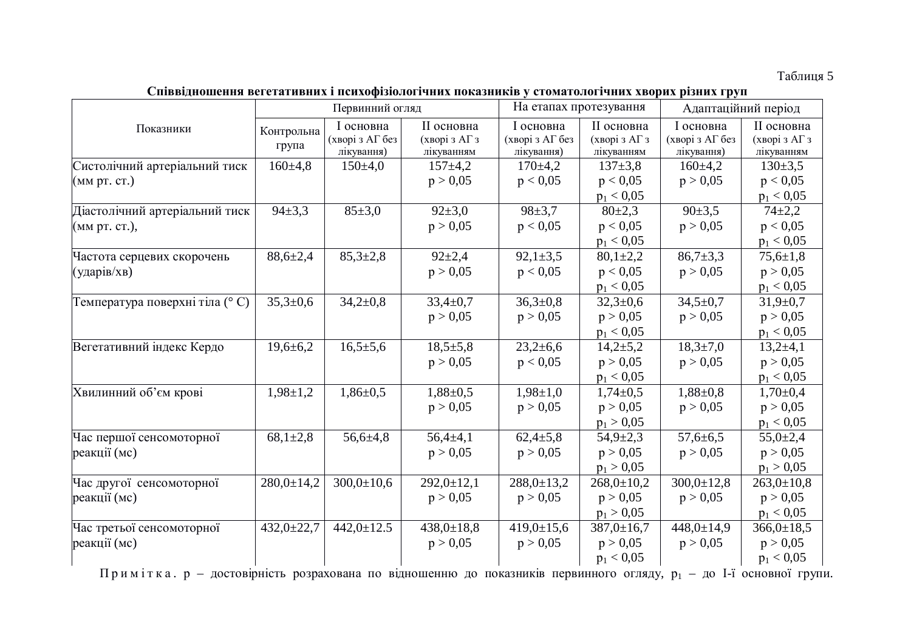Таблиця 5

**Співвідношення вегетативних і психофізіологічних показників у стоматологічних хворих різних груп**

| Показники | Первинний огляд | | | На етапах протезування | | Адаптаційний період | |
|---|---|---|---|---|---|---|---|
| | Контрольна група | І основна (хворі з АГ без лікування) | ІІ основна (хворі з АГ з лікуванням | І основна (хворі з АГ без лікування) | ІІ основна (хворі з АГ з лікуванням | І основна (хворі з АГ без лікування) | ІІ основна (хворі з АГ з лікуванням |
| Систолічний артеріальний тиск (мм рт. ст.) | 160±4,8 | 150±4,0 | 157±4,2 $p > 0{,}05$ | 170±4,2 $p < 0{,}05$ | 137±3,8 $p < 0{,}05$ $p_1 < 0{,}05$ | 160±4,2 $p > 0{,}05$ | 130±3,5 $p < 0{,}05$ $p_1 < 0{,}05$ |
| Діастолічний артеріальний тиск (мм рт. ст.), | 94±3,3 | 85±3,0 | 92±3,0 $p > 0{,}05$ | 98±3,7 $p < 0{,}05$ | 80±2,3 $p < 0{,}05$ $p_1 < 0{,}05$ | 90±3,5 $p > 0{,}05$ | 74±2,2 $p < 0{,}05$ $p_1 < 0{,}05$ |
| Частота серцевих скорочень (ударів/хв) | 88,6±2,4 | 85,3±2,8 | 92±2,4 $p > 0{,}05$ | 92,1±3,5 $p < 0{,}05$ | 80,1±2,2 $p < 0{,}05$ $p_1 < 0{,}05$ | 86,7±3,3 $p > 0{,}05$ | 75,6±1,8 $p > 0{,}05$ $p_1 < 0{,}05$ |
| Температура поверхні тіла (° С) | 35,3±0,6 | 34,2±0,8 | 33,4±0,7 $p > 0{,}05$ | 36,3±0,8 $p > 0{,}05$ | 32,3±0,6 $p > 0{,}05$ $p_1 < 0{,}05$ | 34,5±0,7 $p > 0{,}05$ | 31,9±0,7 $p > 0{,}05$ $p_1 < 0{,}05$ |
| Вегетативний індекс Кердо | 19,6±6,2 | 16,5±5,6 | 18,5±5,8 $p > 0{,}05$ | 23,2±6,6 $p < 0{,}05$ | 14,2±5,2 $p > 0{,}05$ $p_1 < 0{,}05$ | 18,3±7,0 $p > 0{,}05$ | 13,2±4,1 $p > 0{,}05$ $p_1 < 0{,}05$ |
| Хвилинний об'єм крові | 1,98±1,2 | 1,86±0,5 | 1,88±0,5 $p > 0{,}05$ | 1,98±1,0 $p > 0{,}05$ | 1,74±0,5 $p > 0{,}05$ $p_1 > 0{,}05$ | 1,88±0,8 $p > 0{,}05$ | 1,70±0,4 $p > 0{,}05$ $p_1 < 0{,}05$ |
| Час першої сенсомоторної реакції (мс) | 68,1±2,8 | 56,6±4,8 | 56,4±4,1 $p > 0{,}05$ | 62,4±5,8 $p > 0{,}05$ | 54,9±2,3 $p > 0{,}05$ $p_1 > 0{,}05$ | 57,6±6,5 $p > 0{,}05$ | 55,0±2,4 $p > 0{,}05$ $p_1 > 0{,}05$ |
| Час другої сенсомоторної реакції (мс) | 280,0±14,2 | 300,0±10,6 | 292,0±12,1 $p > 0{,}05$ | 288,0±13,2 $p > 0{,}05$ | 268,0±10,2 $p > 0{,}05$ $p_1 > 0{,}05$ | 300,0±12,8 $p > 0{,}05$ | 263,0±10,8 $p > 0{,}05$ $p_1 < 0{,}05$ |
| Час третьої сенсомоторної реакції (мс) | 432,0±22,7 | 442,0±12.5 | 438,0±18,8 $p > 0{,}05$ | 419,0±15,6 $p > 0{,}05$ | 387,0±16,7 $p > 0{,}05$ $p_1 < 0{,}05$ | 448,0±14,9 $p > 0{,}05$ | 366,0±18,5 $p > 0{,}05$ $p_1 < 0{,}05$ |

Примітка. p – достовірність розрахована по відношенню до показників первинного огляду, $p_1$ – до І-ї основної групи.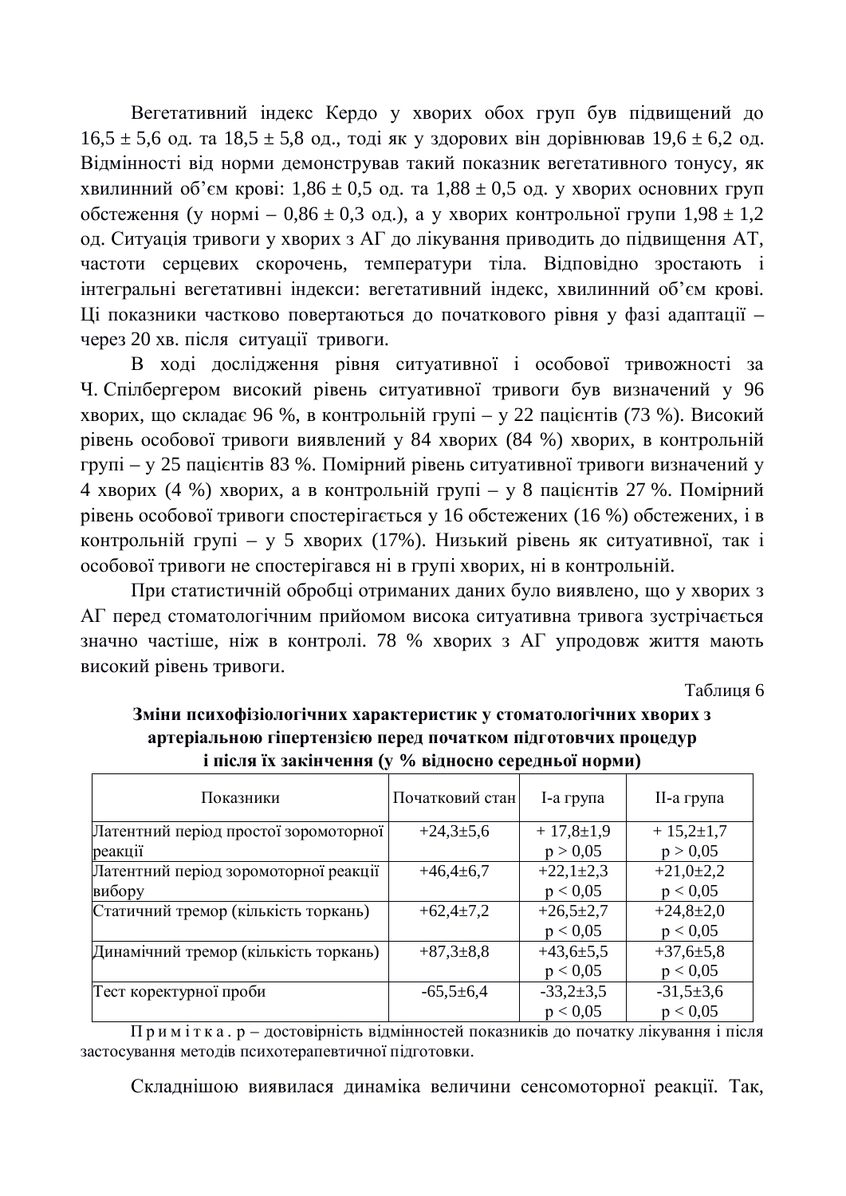Вегетативний індекс Кердо у хворих обох груп був підвищений до 16,5 ± 5,6 од. та 18,5 ± 5,8 од., тоді як у здорових він дорівнював 19,6 ± 6,2 од. Відмінності від норми демонстрував такий показник вегетативного тонусу, як хвилинний об'єм крові: 1,86 ± 0,5 од. та 1,88 ± 0,5 од. у хворих основних груп обстеження (у нормі – 0,86 ± 0,3 од.), а у хворих контрольної групи 1,98 ± 1,2 од. Ситуація тривоги у хворих з АГ до лікування приводить до підвищення АТ, частоти серцевих скорочень, температури тіла. Відповідно зростають і інтегральні вегетативні індекси: вегетативний індекс, хвилинний об'єм крові. Ці показники частково повертаються до початкового рівня у фазі адаптації – через 20 хв. після ситуації тривоги.

В ході дослідження рівня ситуативної і особової тривожності за Ч. Спілбергером високий рівень ситуативної тривоги був визначений у 96 хворих, що складає 96 %, в контрольній групі – у 22 пацієнтів (73 %). Високий рівень особової тривоги виявлений у 84 хворих (84 %) хворих, в контрольній групі – у 25 пацієнтів 83 %. Помірний рівень ситуативної тривоги визначений у 4 хворих (4 %) хворих, а в контрольній групі – у 8 пацієнтів 27 %. Помірний рівень особової тривоги спостерігається у 16 обстежених (16 %) обстежених, і в контрольній групі – у 5 хворих (17%). Низький рівень як ситуативної, так і особової тривоги не спостерігався ні в групі хворих, ні в контрольній.

При статистичній обробці отриманих даних було виявлено, що у хворих з АГ перед стоматологічним прийомом висока ситуативна тривога зустрічається значно частіше, ніж в контролі. 78 % хворих з АГ упродовж життя мають високий рівень тривоги.

Таблиця 6

**Зміни психофізіологічних характеристик у стоматологічних хворих з артеріальною гіпертензією перед початком підготовчих процедур і після їх закінчення (у % відносно середньої норми)**

| Показники | Початковий стан | І-а група | ІІ-а група |
|---|---|---|---|
| Латентний період простої зоромоторної реакції | +24,3±5,6 | + 17,8±1,9 $p > 0,05$ | + 15,2±1,7 $p > 0,05$ |
| Латентний період зоромоторної реакції вибору | +46,4±6,7 | +22,1±2,3 $p < 0,05$ | +21,0±2,2 $p < 0,05$ |
| Статичний тремор (кількість торкань) | +62,4±7,2 | +26,5±2,7 $p < 0,05$ | +24,8±2,0 $p < 0,05$ |
| Динамічний тремор (кількість торкань) | +87,3±8,8 | +43,6±5,5 $p < 0,05$ | +37,6±5,8 $p < 0,05$ |
| Тест коректурної проби | -65,5±6,4 | -33,2±3,5 $p < 0,05$ | -31,5±3,6 $p < 0,05$ |

П р и м і т к а . p – достовірність відмінностей показників до початку лікування і після застосування методів психотерапевтичної підготовки.

Складнішою виявилася динаміка величини сенсомоторної реакції. Так,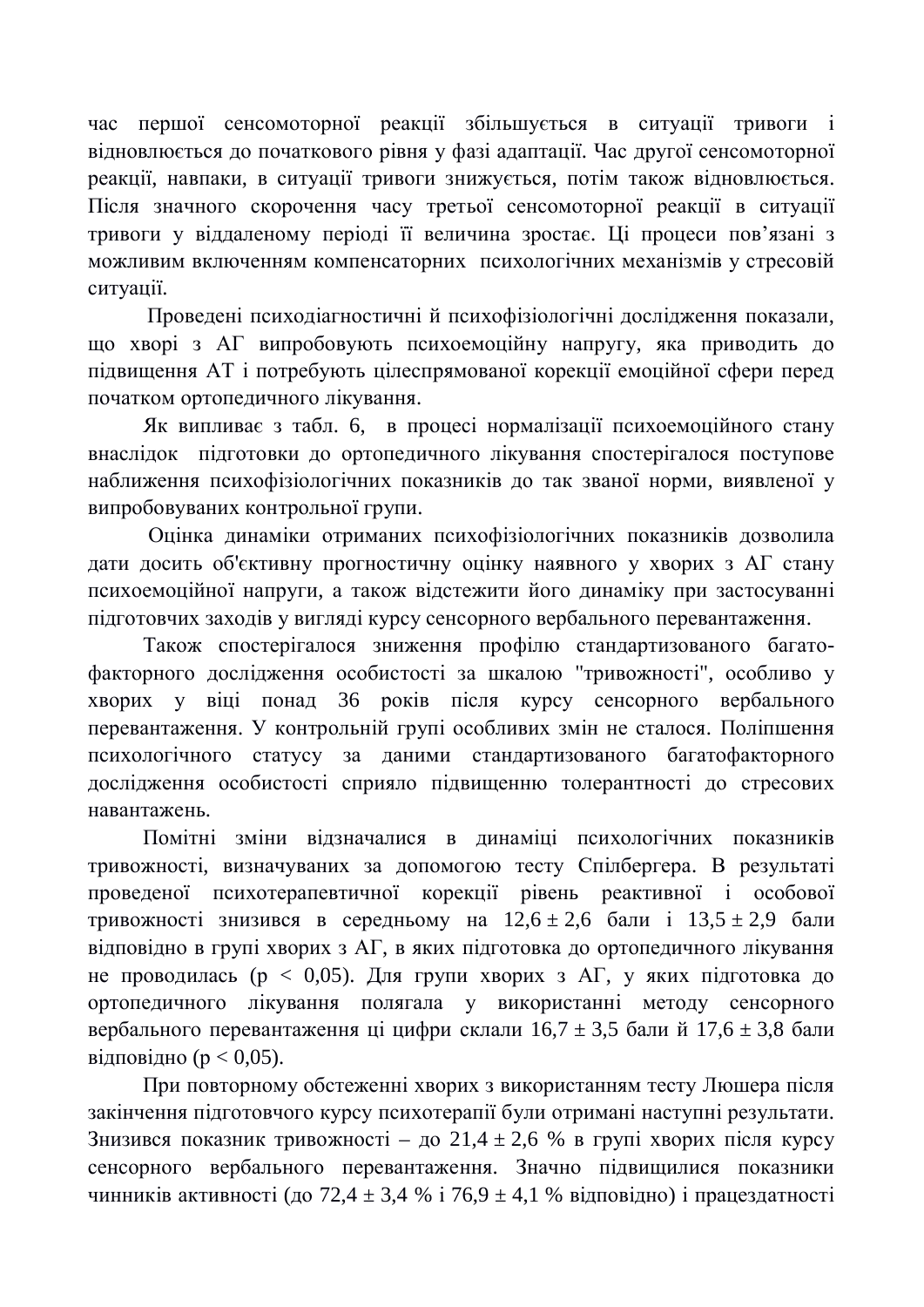час першої сенсомоторної реакції збільшується в ситуації тривоги і відновлюється до початкового рівня у фазі адаптації. Час другої сенсомоторної реакції, навпаки, в ситуації тривоги знижується, потім також відновлюється. Після значного скорочення часу третьої сенсомоторної реакції в ситуації тривоги у віддаленому періоді її величина зростає. Ці процеси пов'язані з можливим включенням компенсаторних психологічних механізмів у стресовій ситуації.

Проведені психодіагностичні й психофізіологічні дослідження показали, що хворі з АГ випробовують психоемоційну напругу, яка приводить до підвищення АТ і потребують цілеспрямованої корекції емоційної сфери перед початком ортопедичного лікування.

Як випливає з табл. 6, в процесі нормалізації психоемоційного стану внаслідок підготовки до ортопедичного лікування спостерігалося поступове наближення психофізіологічних показників до так званої норми, виявленої у випробовуваних контрольної групи.

Оцінка динаміки отриманих психофізіологічних показників дозволила дати досить об'єктивну прогностичну оцінку наявного у хворих з АГ стану психоемоційної напруги, а також відстежити його динаміку при застосуванні підготовчих заходів у вигляді курсу сенсорного вербального перевантаження.

Також спостерігалося зниження профілю стандартизованого багатофакторного дослідження особистості за шкалою "тривожності", особливо у хворих у віці понад 36 років після курсу сенсорного вербального перевантаження. У контрольній групі особливих змін не сталося. Поліпшення психологічного статусу за даними стандартизованого багатофакторного дослідження особистості сприяло підвищенню толерантності до стресових навантажень.

Помітні зміни відзначалися в динаміці психологічних показників тривожності, визначуваних за допомогою тесту Спілбергера. В результаті проведеної психотерапевтичної корекції рівень реактивної і особової тривожності знизився в середньому на $12{,}6 \pm 2{,}6$ бали і $13{,}5 \pm 2{,}9$ бали відповідно в групі хворих з АГ, в яких підготовка до ортопедичного лікування не проводилась ($p < 0{,}05$). Для групи хворих з АГ, у яких підготовка до ортопедичного лікування полягала у використанні методу сенсорного вербального перевантаження ці цифри склали $16{,}7 \pm 3{,}5$ бали й $17{,}6 \pm 3{,}8$ бали відповідно ($p < 0{,}05$).

При повторному обстеженні хворих з використанням тесту Люшера після закінчення підготовчого курсу психотерапії були отримані наступні результати. Знизився показник тривожності – до $21{,}4 \pm 2{,}6$ % в групі хворих після курсу сенсорного вербального перевантаження. Значно підвищилися показники чинників активності (до $72{,}4 \pm 3{,}4$ % і $76{,}9 \pm 4{,}1$ % відповідно) і працездатності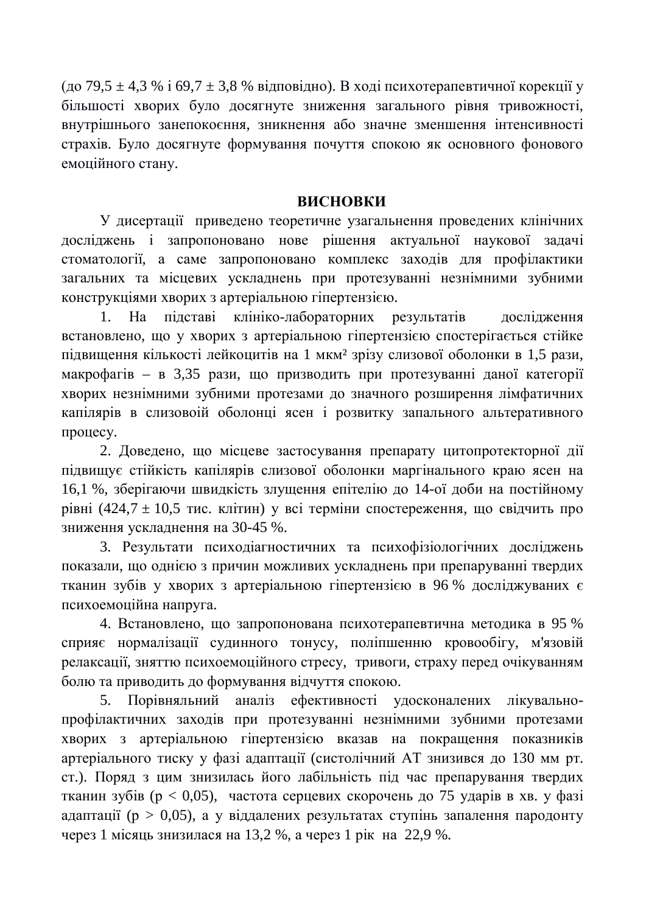(до 79,5 ± 4,3 % і 69,7 ± 3,8 % відповідно). В ході психотерапевтичної корекції у більшості хворих було досягнуте зниження загального рівня тривожності, внутрішнього занепокоєння, зникнення або значне зменшення інтенсивності страхів. Було досягнуте формування почуття спокою як основного фонового емоційного стану.

## ВИСНОВКИ

У дисертації приведено теоретичне узагальнення проведених клінічних досліджень і запропоновано нове рішення актуальної наукової задачі стоматології, а саме запропоновано комплекс заходів для профілактики загальних та місцевих ускладнень при протезуванні незнімними зубними конструкціями хворих з артеріальною гіпертензією.

1. На підставі клініко-лабораторних результатів дослідження встановлено, що у хворих з артеріальною гіпертензією спостерігається стійке підвищення кількості лейкоцитів на 1 мкм² зрізу слизової оболонки в 1,5 рази, макрофагів – в 3,35 рази, що призводить при протезуванні даної категорії хворих незнімними зубними протезами до значного розширення лімфатичних капілярів в слизовоій оболонці ясен і розвитку запального альтеративного процесу.

2. Доведено, що місцеве застосування препарату цитопротекторної дії підвищує стійкість капілярів слизової оболонки маргінального краю ясен на 16,1 %, зберігаючи швидкість злущення епітелію до 14-ої доби на постійному рівні (424,7 ± 10,5 тис. клітин) у всі терміни спостереження, що свідчить про зниження ускладнення на 30-45 %.

3. Результати психодіагностичних та психофізіологічних досліджень показали, що однією з причин можливих ускладнень при препаруванні твердих тканин зубів у хворих з артеріальною гіпертензією в 96 % досліджуваних є психоемоційна напруга.

4. Встановлено, що запропонована психотерапевтична методика в 95 % сприяє нормалізації судинного тонусу, поліпшенню кровообігу, м'язовій релаксації, зняттю психоемоційного стресу, тривоги, страху перед очікуванням болю та приводить до формування відчуття спокою.

5. Порівняльний аналіз ефективності удосконалених лікувально-профілактичних заходів при протезуванні незнімними зубними протезами хворих з артеріальною гіпертензією вказав на покращення показників артеріального тиску у фазі адаптації (систолічний АТ знизився до 130 мм рт. ст.). Поряд з цим знизилась його лабільність під час препарування твердих тканин зубів ($p < 0{,}05$), частота серцевих скорочень до 75 ударів в хв. у фазі адаптації ($p > 0{,}05$), а у віддалених результатах ступінь запалення пародонту через 1 місяць знизилася на 13,2 %, а через 1 рік на 22,9 %.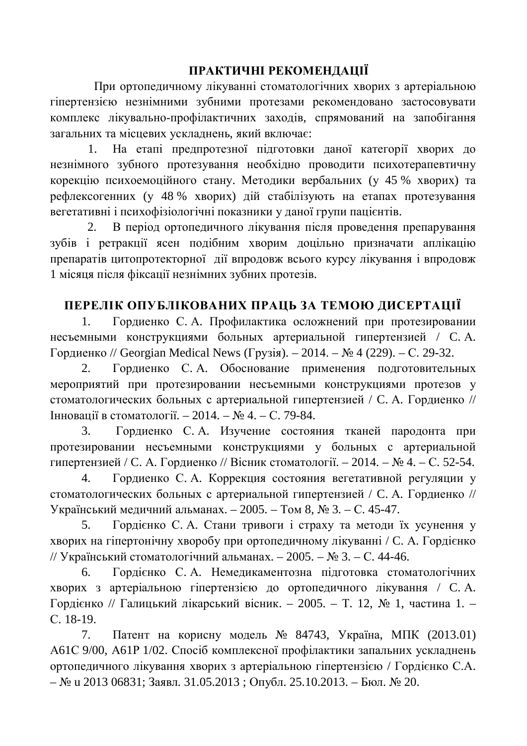## ПРАКТИЧНІ РЕКОМЕНДАЦІЇ

При ортопедичному лікуванні стоматологічних хворих з артеріальною гіпертензією незнімними зубними протезами рекомендовано застосовувати комплекс лікувально-профілактичних заходів, спрямований на запобігання загальних та місцевих ускладнень, який включає:

1. На етапі предпротезної підготовки даної категорії хворих до незнімного зубного протезування необхідно проводити психотерапевтичну корекцію психоемоційного стану. Методики вербальних (у 45 % хворих) та рефлексогенних (у 48 % хворих) дій стабілізують на етапах протезування вегетативні і психофізіологічні показники у даної групи пацієнтів.
2. В період ортопедичного лікування після проведення препарування зубів і ретракції ясен подібним хворим доцільно призначати аплікацію препаратів цитопротекторної дії впродовж всього курсу лікування і впродовж 1 місяця після фіксації незнімних зубних протезів.

## ПЕРЕЛІК ОПУБЛІКОВАНИХ ПРАЦЬ ЗА ТЕМОЮ ДИСЕРТАЦІЇ

1. Гордиенко С. А. Профилактика осложнений при протезировании несъемными конструкциями больных артериальной гипертензией / С. А. Гордиенко // Georgian Medical News (Грузія). – 2014. – № 4 (229). – С. 29-32.
2. Гордиенко С. А. Обоснование применения подготовительных мероприятий при протезировании несъемными конструкциями протезов у стоматологических больных с артериальной гипертензией / С. А. Гордиенко // Інновації в стоматології. – 2014. – № 4. – С. 79-84.
3. Гордиенко С. А. Изучение состояния тканей пародонта при протезировании несъемными конструкциями у больных с артериальной гипертензией / С. А. Гордиенко // Вісник стоматології. – 2014. – № 4. – С. 52-54.
4. Гордиенко С. А. Коррекция состояния вегетативной регуляции у стоматологических больных с артериальной гипертензией / С. А. Гордиенко // Український медичний альманах. – 2005. – Том 8, № 3. – С. 45-47.
5. Гордієнко С. А. Стани тривоги і страху та методи їх усунення у хворих на гіпертонічну хворобу при ортопедичному лікуванні / С. А. Гордієнко // Український стоматологічний альманах. – 2005. – № 3. – С. 44-46.
6. Гордієнко С. А. Немедикаментозна підготовка стоматологічних хворих з артеріальною гіпертензією до ортопедичного лікування / С. А. Гордієнко // Галицький лікарський вісник. – 2005. – Т. 12, № 1, частина 1. – С. 18-19.
7. Патент на корисну модель № 84743, Україна, МПК (2013.01) A61C 9/00, A61P 1/02. Спосіб комплексної профілактики запальних ускладнень ортопедичного лікування хворих з артеріальною гіпертензією / Гордієнко С.А. – № u 2013 06831; Заявл. 31.05.2013 ; Опубл. 25.10.2013. – Бюл. № 20.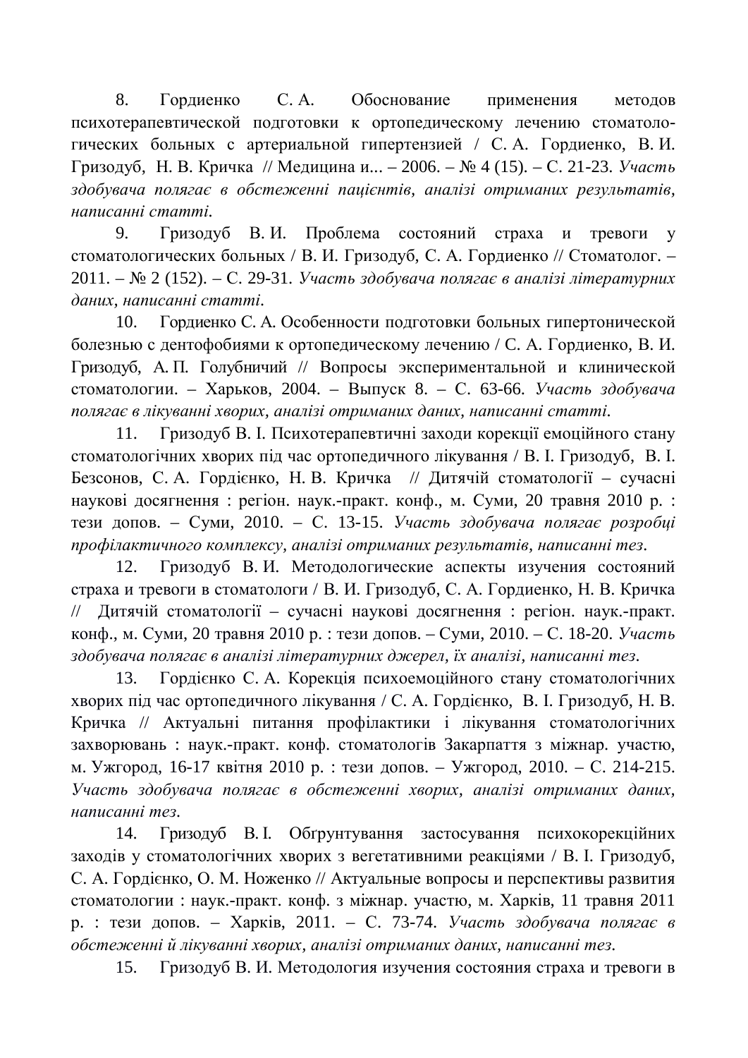8. Гордиенко С. А. Обоснование применения методов психотерапевтической подготовки к ортопедическому лечению стоматологических больных с артериальной гипертензией / С. А. Гордиенко, В. И. Гризодуб, Н. В. Кричка // Медицина и... – 2006. – № 4 (15). – С. 21-23. *Участь здобувача полягає в обстеженні пацієнтів, аналізі отриманих результатів, написанні статті.*

9. Гризодуб В. И. Проблема состояний страха и тревоги у стоматологических больных / В. И. Гризодуб, С. А. Гордиенко // Стоматолог. – 2011. – № 2 (152). – С. 29-31. *Участь здобувача полягає в аналізі літературних даних, написанні статті.*

10. Гордиенко С. А. Особенности подготовки больных гипертонической болезнью с дентофобиями к ортопедическому лечению / С. А. Гордиенко, В. И. Гризодуб, А. П. Голубничий // Вопросы экспериментальной и клинической стоматологии. – Харьков, 2004. – Выпуск 8. – С. 63-66. *Участь здобувача полягає в лікуванні хворих, аналізі отриманих даних, написанні статті.*

11. Гризодуб В. І. Психотерапевтичні заходи корекції емоційного стану стоматологічних хворих під час ортопедичного лікування / В. І. Гризодуб, В. І. Безсонов, С. А. Гордієнко, Н. В. Кричка // Дитячій стоматології – сучасні наукові досягнення : регіон. наук.-практ. конф., м. Суми, 20 травня 2010 р. : тези допов. – Суми, 2010. – С. 13-15. *Участь здобувача полягає розробці профілактичного комплексу, аналізі отриманих результатів, написанні тез.*

12. Гризодуб В. И. Методологические аспекты изучения состояний страха и тревоги в стоматологи / В. И. Гризодуб, С. А. Гордиенко, Н. В. Кричка // Дитячій стоматології – сучасні наукові досягнення : регіон. наук.-практ. конф., м. Суми, 20 травня 2010 р. : тези допов. – Суми, 2010. – С. 18-20. *Участь здобувача полягає в аналізі літературних джерел, їх аналізі, написанні тез.*

13. Гордієнко С. А. Корекція психоемоційного стану стоматологічних хворих під час ортопедичного лікування / С. А. Гордієнко, В. І. Гризодуб, Н. В. Кричка // Актуальні питання профілактики і лікування стоматологічних захворювань : наук.-практ. конф. стоматологів Закарпаття з міжнар. участю, м. Ужгород, 16-17 квітня 2010 р. : тези допов. – Ужгород, 2010. – С. 214-215. *Участь здобувача полягає в обстеженні хворих, аналізі отриманих даних, написанні тез.*

14. Гризодуб В. І. Обгрунтування застосування психокорекційних заходів у стоматологічних хворих з вегетативними реакціями / В. І. Гризодуб, С. А. Гордієнко, О. М. Ноженко // Актуальные вопросы и перспективы развития стоматологии : наук.-практ. конф. з міжнар. участю, м. Харків, 11 травня 2011 р. : тези допов. – Харків, 2011. – С. 73-74. *Участь здобувача полягає в обстеженні й лікуванні хворих, аналізі отриманих даних, написанні тез.*

15. Гризодуб В. И. Методология изучения состояния страха и тревоги в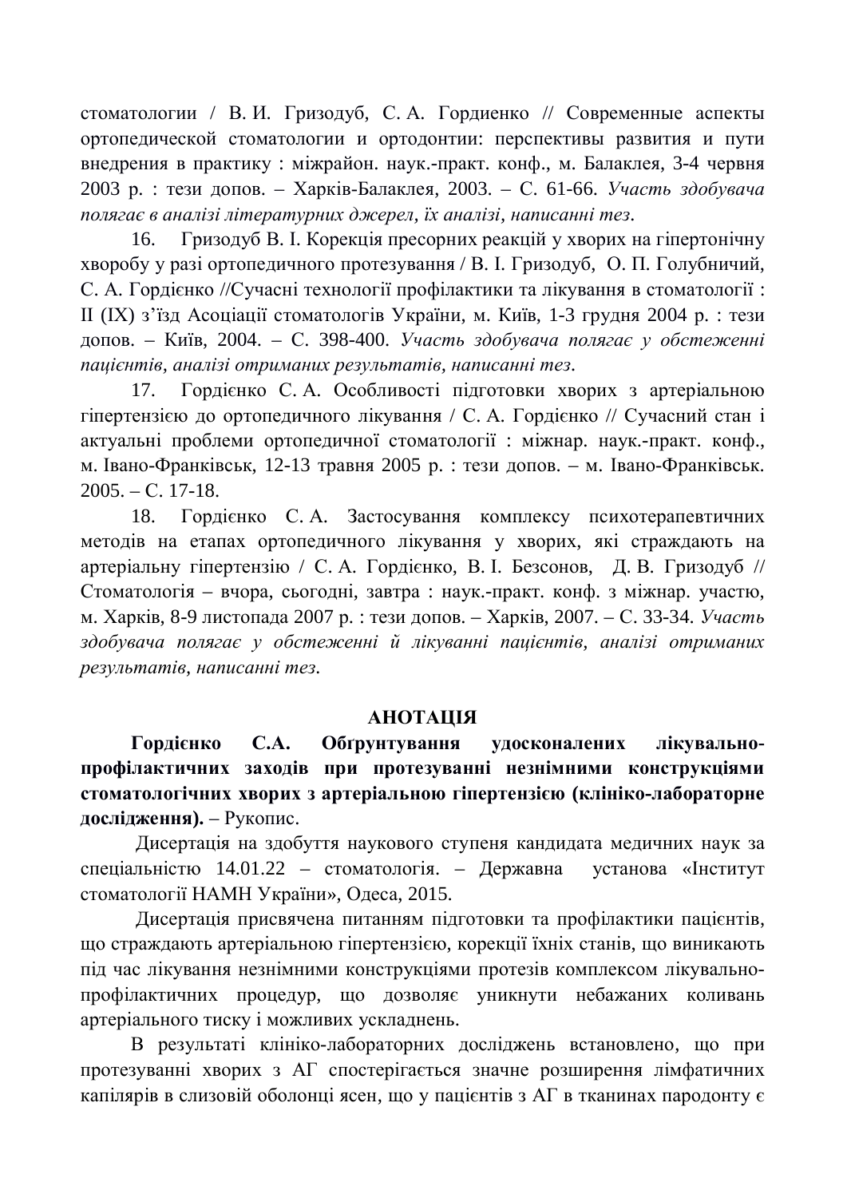стоматологии / В. И. Гризодуб, С. А. Гордиенко // Современные аспекты ортопедической стоматологии и ортодонтии: перспективы развития и пути внедрения в практику : міжрайон. наук.-практ. конф., м. Балаклея, 3-4 червня 2003 р. : тези допов. – Харків-Балаклея, 2003. – С. 61-66. *Участь здобувача полягає в аналізі літературних джерел, їх аналізі, написанні тез.*

16. Гризодуб В. І. Корекція пресорних реакцій у хворих на гіпертонічну хворобу у разі ортопедичного протезування / В. І. Гризодуб, О. П. Голубничий, С. А. Гордієнко //Сучасні технології профілактики та лікування в стоматології : II (IX) з'їзд Асоціації стоматологів України, м. Київ, 1-3 грудня 2004 р. : тези допов. – Київ, 2004. – С. 398-400. *Участь здобувача полягає у обстеженні пацієнтів, аналізі отриманих результатів, написанні тез.*

17. Гордієнко С. А. Особливості підготовки хворих з артеріальною гіпертензією до ортопедичного лікування / С. А. Гордієнко // Сучасний стан і актуальні проблеми ортопедичної стоматології : міжнар. наук.-практ. конф., м. Івано-Франківськ, 12-13 травня 2005 р. : тези допов. – м. Івано-Франківськ. 2005. – С. 17-18.

18. Гордієнко С. А. Застосування комплексу психотерапевтичних методів на етапах ортопедичного лікування у хворих, які страждають на артеріальну гіпертензію / С. А. Гордієнко, В. І. Безсонов, Д. В. Гризодуб // Стоматологія – вчора, сьогодні, завтра : наук.-практ. конф. з міжнар. участю, м. Харків, 8-9 листопада 2007 р. : тези допов. – Харків, 2007. – С. 33-34. *Участь здобувача полягає у обстеженні й лікуванні пацієнтів, аналізі отриманих результатів, написанні тез.*

## АНОТАЦІЯ

**Гордієнко С.А. Обґрунтування удосконалених лікувально-профілактичних заходів при протезуванні незнімними конструкціями стоматологічних хворих з артеріальною гіпертензією (клініко-лабораторне дослідження).** – Рукопис.

Дисертація на здобуття наукового ступеня кандидата медичних наук за спеціальністю 14.01.22 – стоматологія. – Державна установа «Інститут стоматології НАМН України», Одеса, 2015.

Дисертація присвячена питанням підготовки та профілактики пацієнтів, що страждають артеріальною гіпертензією, корекції їхніх станів, що виникають під час лікування незнімними конструкціями протезів комплексом лікувально-профілактичних процедур, що дозволяє уникнути небажаних коливань артеріального тиску і можливих ускладнень.

В результаті клініко-лабораторних досліджень встановлено, що при протезуванні хворих з АГ спостерігається значне розширення лімфатичних капілярів в слизовій оболонці ясен, що у пацієнтів з АГ в тканинах пародонту є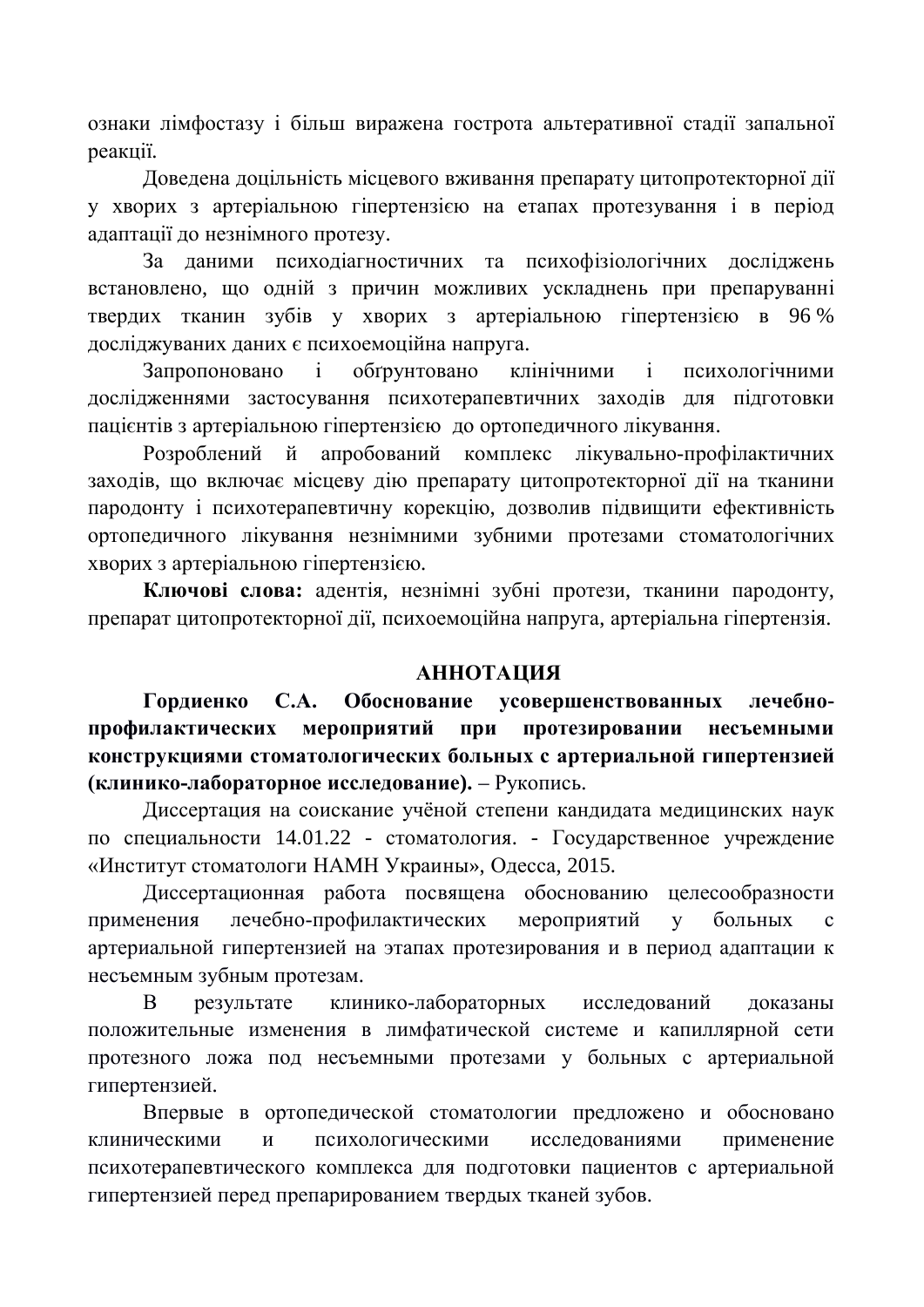ознаки лімфостазу і більш виражена гострота альтеративної стадії запальної реакції.

Доведена доцільність місцевого вживання препарату цитопротекторної дії у хворих з артеріальною гіпертензією на етапах протезування і в період адаптації до незнімного протезу.

За даними психодіагностичних та психофізіологічних досліджень встановлено, що одній з причин можливих ускладнень при препаруванні твердих тканин зубів у хворих з артеріальною гіпертензією в 96 % досліджуваних даних є психоемоційна напруга.

Запропоновано і обґрунтовано клінічними і психологічними дослідженнями застосування психотерапевтичних заходів для підготовки пацієнтів з артеріальною гіпертензією до ортопедичного лікування.

Розроблений й апробований комплекс лікувально-профілактичних заходів, що включає місцеву дію препарату цитопротекторної дії на тканини пародонту і психотерапевтичну корекцію, дозволив підвищити ефективність ортопедичного лікування незнімними зубними протезами стоматологічних хворих з артеріальною гіпертензією.

**Ключові слова:** адентія, незнімні зубні протези, тканини пародонту, препарат цитопротекторної дії, психоемоційна напруга, артеріальна гіпертензія.

## АННОТАЦИЯ

**Гордиенко С.А. Обоснование усовершенствованных лечебно-профилактических мероприятий при протезировании несъемными конструкциями стоматологических больных с артериальной гипертензией (клинико-лабораторное исследование).** – Рукопись.

Диссертация на соискание учёной степени кандидата медицинских наук по специальности 14.01.22 - стоматология. - Государственное учреждение «Институт стоматологи НАМН Украины», Одесса, 2015.

Диссертационная работа посвящена обоснованию целесообразности применения лечебно-профилактических мероприятий у больных с артериальной гипертензией на этапах протезирования и в период адаптации к несъемным зубным протезам.

В результате клинико-лабораторных исследований доказаны положительные изменения в лимфатической системе и капиллярной сети протезного ложа под несъемными протезами у больных с артериальной гипертензией.

Впервые в ортопедической стоматологии предложено и обосновано клиническими и психологическими исследованиями применение психотерапевтического комплекса для подготовки пациентов с артериальной гипертензией перед препарированием твердых тканей зубов.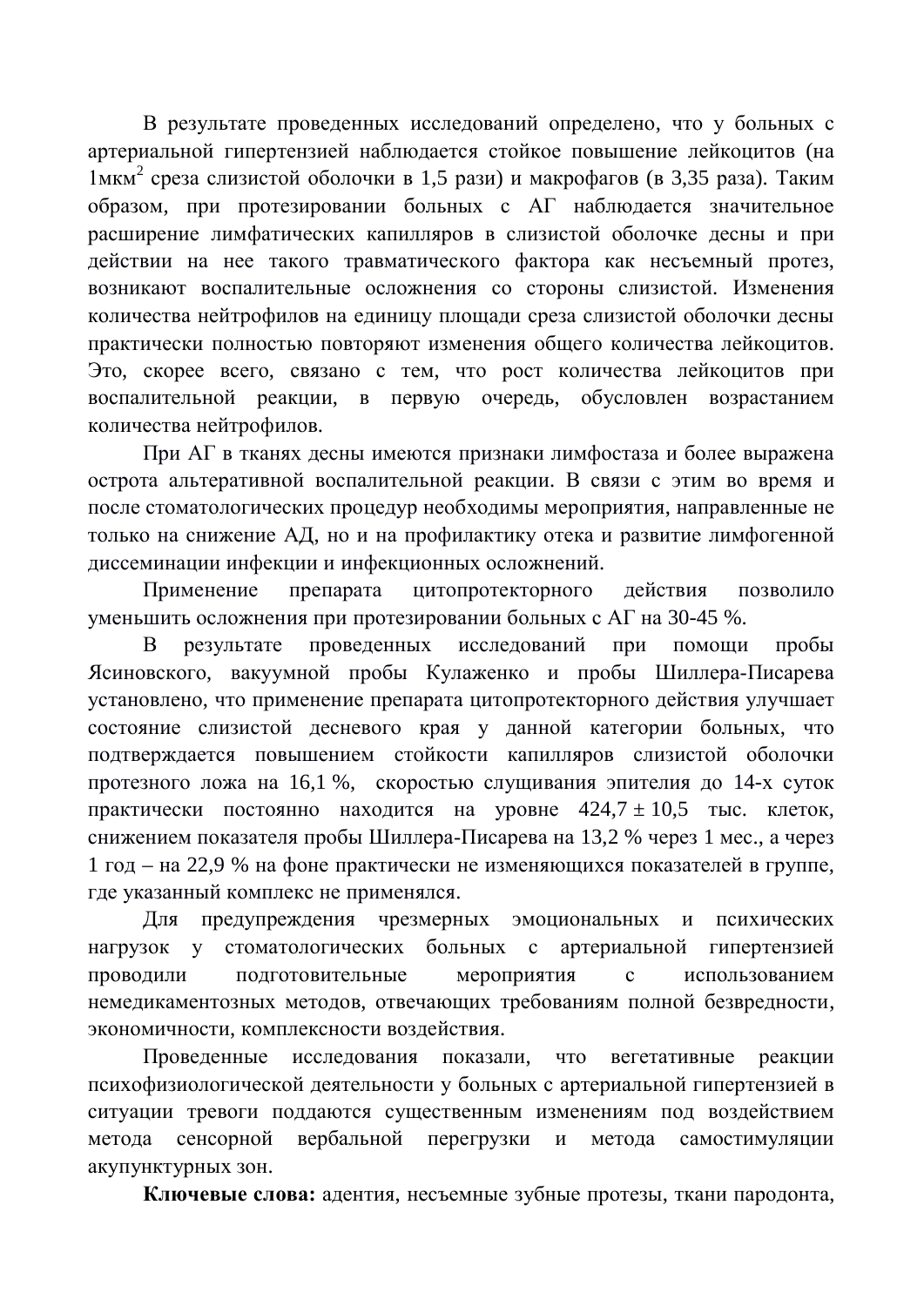В результате проведенных исследований определено, что у больных с артериальной гипертензией наблюдается стойкое повышение лейкоцитов (на 1мкм$^2$ среза слизистой оболочки в 1,5 рази) и макрофагов (в 3,35 раза). Таким образом, при протезировании больных с АГ наблюдается значительное расширение лимфатических капилляров в слизистой оболочке десны и при действии на нее такого травматического фактора как несъемный протез, возникают воспалительные осложнения со стороны слизистой. Изменения количества нейтрофилов на единицу площади среза слизистой оболочки десны практически полностью повторяют изменения общего количества лейкоцитов. Это, скорее всего, связано с тем, что рост количества лейкоцитов при воспалительной реакции, в первую очередь, обусловлен возрастанием количества нейтрофилов.

При АГ в тканях десны имеются признаки лимфостаза и более выражена острота альтеративной воспалительной реакции. В связи с этим во время и после стоматологических процедур необходимы мероприятия, направленные не только на снижение АД, но и на профилактику отека и развитие лимфогенной диссеминации инфекции и инфекционных осложнений.

Применение препарата цитопротекторного действия позволило уменьшить осложнения при протезировании больных с АГ на 30-45 %.

В результате проведенных исследований при помощи пробы Ясиновского, вакуумной пробы Кулаженко и пробы Шиллера-Писарева установлено, что применение препарата цитопротекторного действия улучшает состояние слизистой десневого края у данной категории больных, что подтверждается повышением стойкости капилляров слизистой оболочки протезного ложа на 16,1 %, скоростью слущивания эпителия до 14-х суток практически постоянно находится на уровне $424,7 \pm 10,5$ тыс. клеток, снижением показателя пробы Шиллера-Писарева на 13,2 % через 1 мес., а через 1 год – на 22,9 % на фоне практически не изменяющихся показателей в группе, где указанный комплекс не применялся.

Для предупреждения чрезмерных эмоциональных и психических нагрузок у стоматологических больных с артериальной гипертензией проводили подготовительные мероприятия с использованием немедикаментозных методов, отвечающих требованиям полной безвредности, экономичности, комплексности воздействия.

Проведенные исследования показали, что вегетативные реакции психофизиологической деятельности у больных с артериальной гипертензией в ситуации тревоги поддаются существенным изменениям под воздействием метода сенсорной вербальной перегрузки и метода самостимуляции акупунктурных зон.

**Ключевые слова:** адентия, несъемные зубные протезы, ткани пародонта,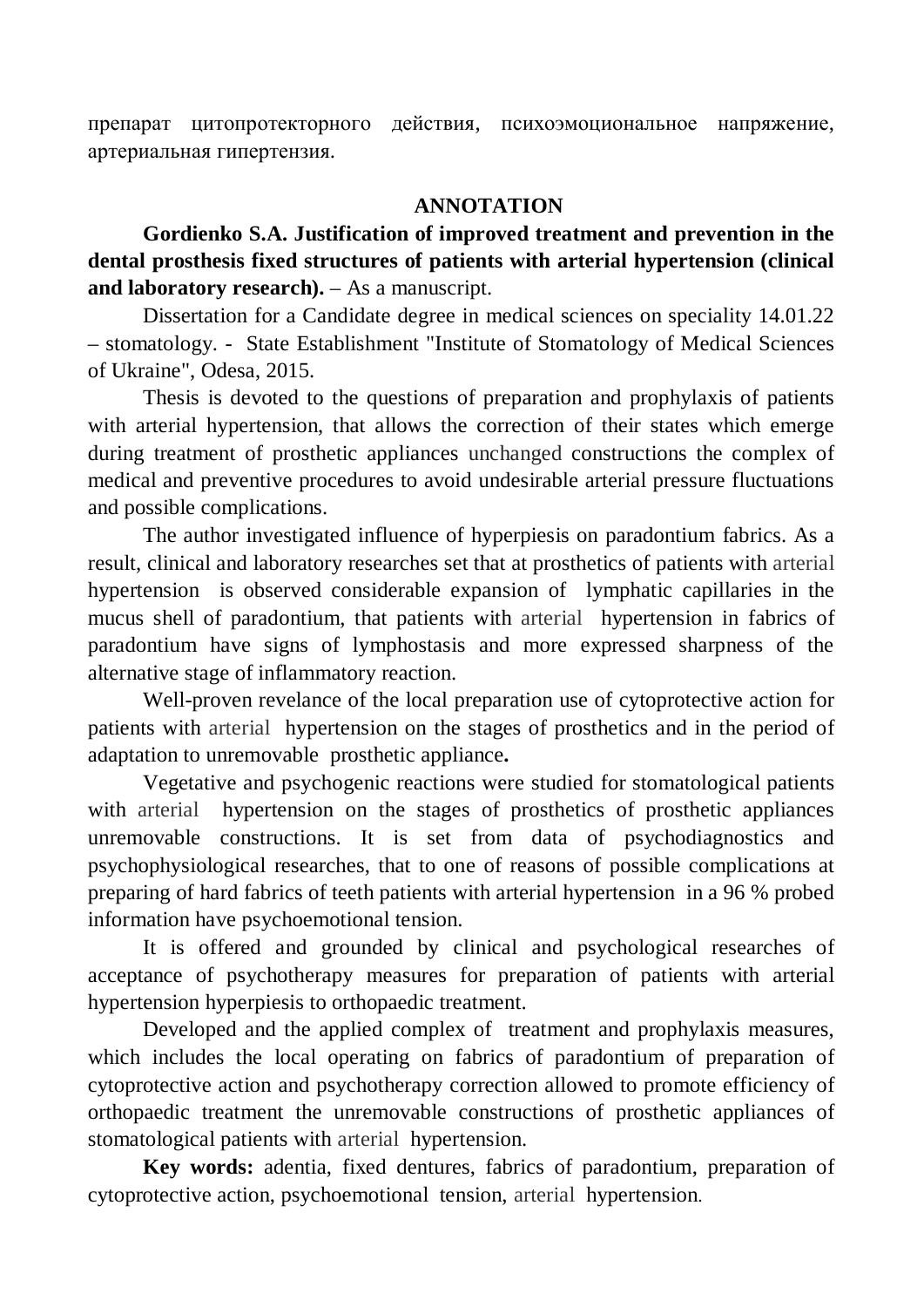препарат цитопротекторного действия, психоэмоциональное напряжение, артериальная гипертензия.

## ANNOTATION

**Gordienko S.A. Justification of improved treatment and prevention in the dental prosthesis fixed structures of patients with arterial hypertension (clinical and laboratory research).** – As a manuscript.

Dissertation for a Candidate degree in medical sciences on speciality 14.01.22 – stomatology. - State Establishment "Institute of Stomatology of Medical Sciences of Ukraine", Odesa, 2015.

Thesis is devoted to the questions of preparation and prophylaxis of patients with arterial hypertension, that allows the correction of their states which emerge during treatment of prosthetic appliances unchanged constructions the complex of medical and preventive procedures to avoid undesirable arterial pressure fluctuations and possible complications.

The author investigated influence of hyperpiesis on paradontium fabrics. As a result, clinical and laboratory researches set that at prosthetics of patients with arterial hypertension is observed considerable expansion of lymphatic capillaries in the mucus shell of paradontium, that patients with arterial hypertension in fabrics of paradontium have signs of lymphostasis and more expressed sharpness of the alternative stage of inflammatory reaction.

Well-proven revelance of the local preparation use of cytoprotective action for patients with arterial hypertension on the stages of prosthetics and in the period of adaptation to unremovable prosthetic appliance**.**

Vegetative and psychogenic reactions were studied for stomatological patients with arterial hypertension on the stages of prosthetics of prosthetic appliances unremovable constructions. It is set from data of psychodiagnostics and psychophysiological researches, that to one of reasons of possible complications at preparing of hard fabrics of teeth patients with arterial hypertension in a 96 % probed information have psychoemotional tension.

It is offered and grounded by clinical and psychological researches of acceptance of psychotherapy measures for preparation of patients with arterial hypertension hyperpiesis to orthopaedic treatment.

Developed and the applied complex of treatment and prophylaxis measures, which includes the local operating on fabrics of paradontium of preparation of cytoprotective action and psychotherapy correction allowed to promote efficiency of orthopaedic treatment the unremovable constructions of prosthetic appliances of stomatological patients with arterial hypertension.

**Key words:** adentia, fixed dentures, fabrics of paradontium, preparation of cytoprotective action, psychoemotional tension, arterial hypertension.